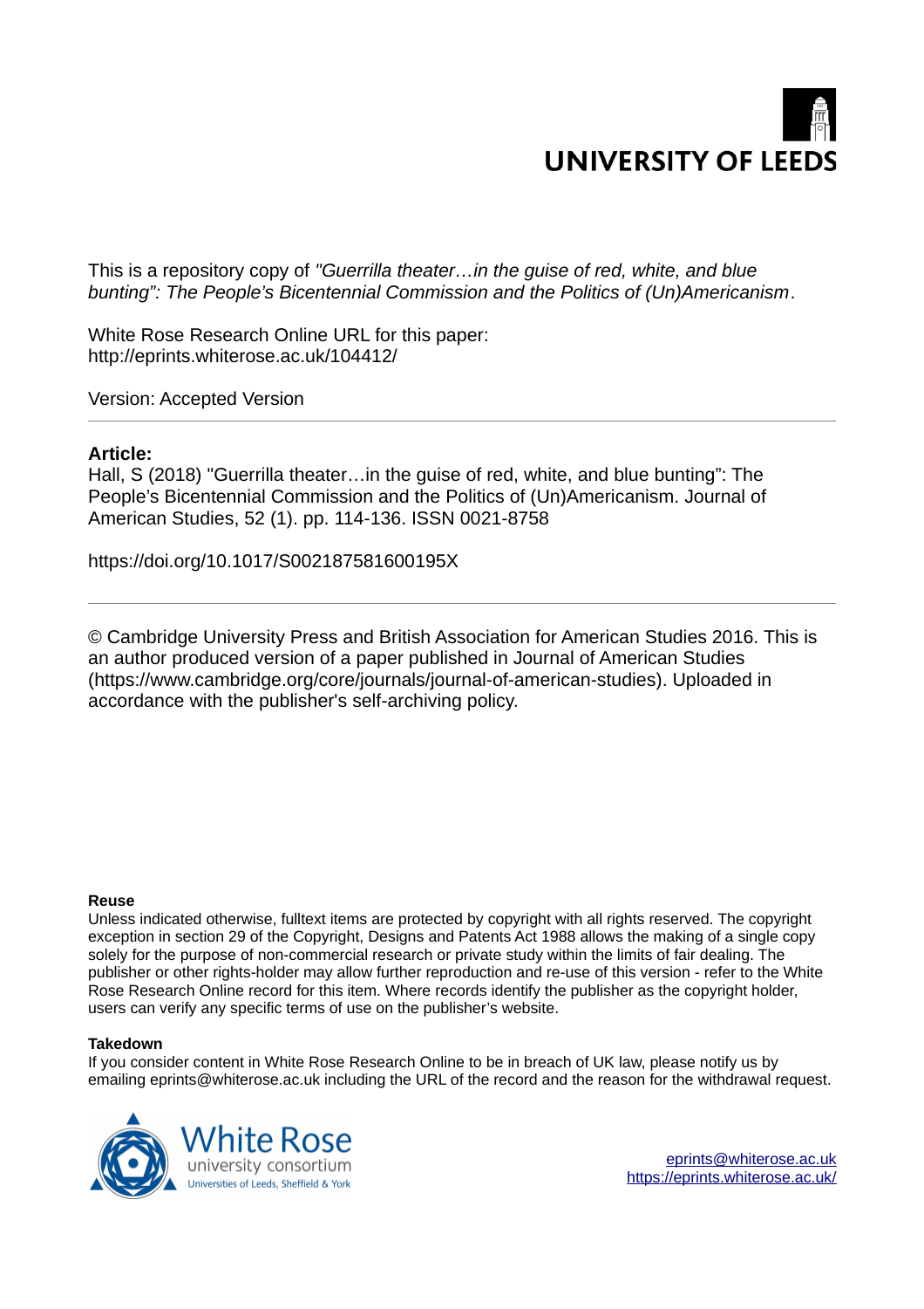UNIVERSITY OF LEEDS

This is a repository copy of *"Guerrilla theater…in the guise of red, white, and blue bunting": The People's Bicentennial Commission and the Politics of (Un)Americanism*.

White Rose Research Online URL for this paper:
http://eprints.whiterose.ac.uk/104412/

Version: Accepted Version

---

**Article:**

Hall, S (2018) "Guerrilla theater…in the guise of red, white, and blue bunting": The People's Bicentennial Commission and the Politics of (Un)Americanism. Journal of American Studies, 52 (1). pp. 114-136. ISSN 0021-8758

https://doi.org/10.1017/S002187581600195X

---

© Cambridge University Press and British Association for American Studies 2016. This is an author produced version of a paper published in Journal of American Studies (https://www.cambridge.org/core/journals/journal-of-american-studies). Uploaded in accordance with the publisher's self-archiving policy.

**Reuse**

Unless indicated otherwise, fulltext items are protected by copyright with all rights reserved. The copyright exception in section 29 of the Copyright, Designs and Patents Act 1988 allows the making of a single copy solely for the purpose of non-commercial research or private study within the limits of fair dealing. The publisher or other rights-holder may allow further reproduction and re-use of this version - refer to the White Rose Research Online record for this item. Where records identify the publisher as the copyright holder, users can verify any specific terms of use on the publisher's website.

**Takedown**

If you consider content in White Rose Research Online to be in breach of UK law, please notify us by emailing eprints@whiterose.ac.uk including the URL of the record and the reason for the withdrawal request.

White Rose university consortium
Universities of Leeds, Sheffield & York

eprints@whiterose.ac.uk
https://eprints.whiterose.ac.uk/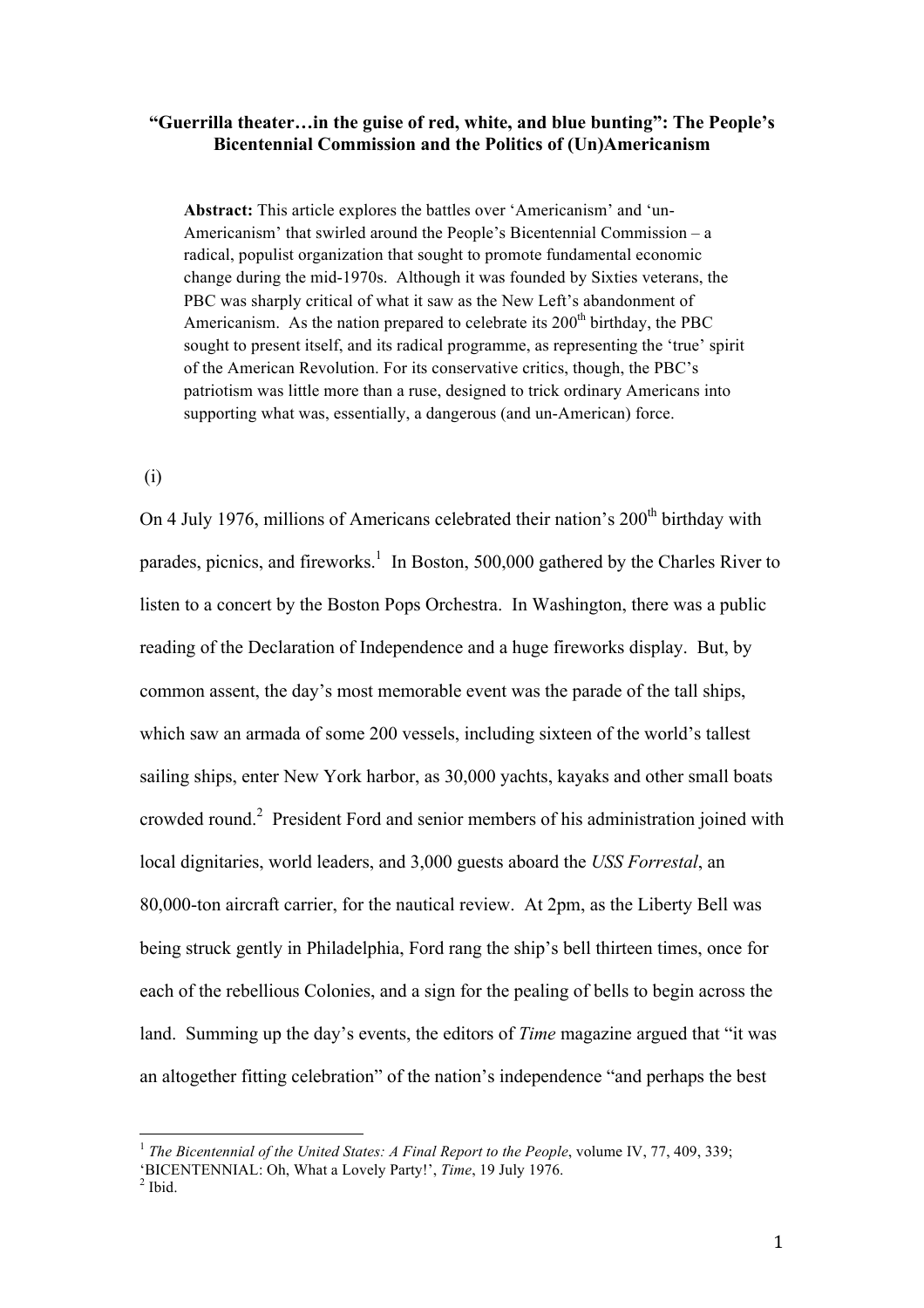**"Guerrilla theater…in the guise of red, white, and blue bunting": The People's Bicentennial Commission and the Politics of (Un)Americanism**

> **Abstract:** This article explores the battles over 'Americanism' and 'un-Americanism' that swirled around the People's Bicentennial Commission – a radical, populist organization that sought to promote fundamental economic change during the mid-1970s. Although it was founded by Sixties veterans, the PBC was sharply critical of what it saw as the New Left's abandonment of Americanism. As the nation prepared to celebrate its 200th birthday, the PBC sought to present itself, and its radical programme, as representing the 'true' spirit of the American Revolution. For its conservative critics, though, the PBC's patriotism was little more than a ruse, designed to trick ordinary Americans into supporting what was, essentially, a dangerous (and un-American) force.

(i)

On 4 July 1976, millions of Americans celebrated their nation's 200th birthday with parades, picnics, and fireworks.[1] In Boston, 500,000 gathered by the Charles River to listen to a concert by the Boston Pops Orchestra. In Washington, there was a public reading of the Declaration of Independence and a huge fireworks display. But, by common assent, the day's most memorable event was the parade of the tall ships, which saw an armada of some 200 vessels, including sixteen of the world's tallest sailing ships, enter New York harbor, as 30,000 yachts, kayaks and other small boats crowded round.[2] President Ford and senior members of his administration joined with local dignitaries, world leaders, and 3,000 guests aboard the *USS Forrestal*, an 80,000-ton aircraft carrier, for the nautical review. At 2pm, as the Liberty Bell was being struck gently in Philadelphia, Ford rang the ship's bell thirteen times, once for each of the rebellious Colonies, and a sign for the pealing of bells to begin across the land. Summing up the day's events, the editors of *Time* magazine argued that "it was an altogether fitting celebration" of the nation's independence "and perhaps the best

---

[1] *The Bicentennial of the United States: A Final Report to the People*, volume IV, 77, 409, 339; 'BICENTENNIAL: Oh, What a Lovely Party!', *Time*, 19 July 1976.

[2] Ibid.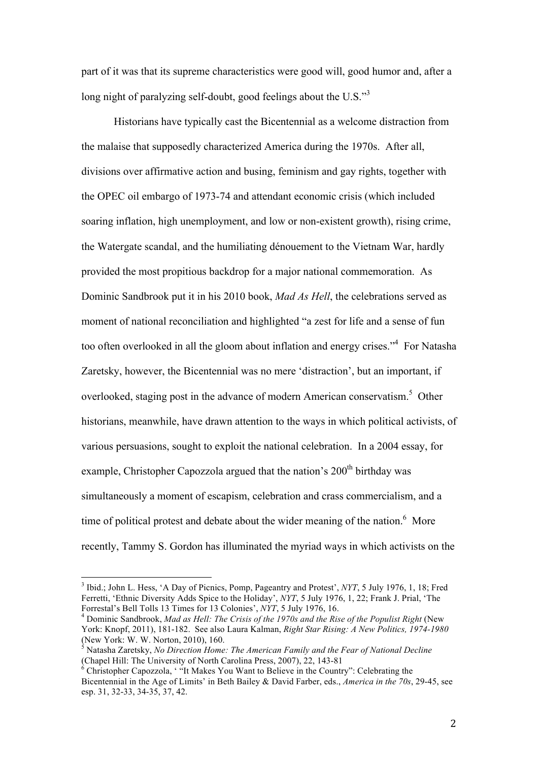part of it was that its supreme characteristics were good will, good humor and, after a long night of paralyzing self-doubt, good feelings about the U.S."[3]

Historians have typically cast the Bicentennial as a welcome distraction from the malaise that supposedly characterized America during the 1970s. After all, divisions over affirmative action and busing, feminism and gay rights, together with the OPEC oil embargo of 1973-74 and attendant economic crisis (which included soaring inflation, high unemployment, and low or non-existent growth), rising crime, the Watergate scandal, and the humiliating dénouement to the Vietnam War, hardly provided the most propitious backdrop for a major national commemoration. As Dominic Sandbrook put it in his 2010 book, *Mad As Hell*, the celebrations served as moment of national reconciliation and highlighted "a zest for life and a sense of fun too often overlooked in all the gloom about inflation and energy crises."[4] For Natasha Zaretsky, however, the Bicentennial was no mere 'distraction', but an important, if overlooked, staging post in the advance of modern American conservatism.[5] Other historians, meanwhile, have drawn attention to the ways in which political activists, of various persuasions, sought to exploit the national celebration. In a 2004 essay, for example, Christopher Capozzola argued that the nation's 200th birthday was simultaneously a moment of escapism, celebration and crass commercialism, and a time of political protest and debate about the wider meaning of the nation.[6] More recently, Tammy S. Gordon has illuminated the myriad ways in which activists on the

---

[3] Ibid.; John L. Hess, 'A Day of Picnics, Pomp, Pageantry and Protest', *NYT*, 5 July 1976, 1, 18; Fred Ferretti, 'Ethnic Diversity Adds Spice to the Holiday', *NYT*, 5 July 1976, 1, 22; Frank J. Prial, 'The Forrestal's Bell Tolls 13 Times for 13 Colonies', *NYT*, 5 July 1976, 16.

[4] Dominic Sandbrook, *Mad as Hell: The Crisis of the 1970s and the Rise of the Populist Right* (New York: Knopf, 2011), 181-182. See also Laura Kalman, *Right Star Rising: A New Politics, 1974-1980* (New York: W. W. Norton, 2010), 160.

[5] Natasha Zaretsky, *No Direction Home: The American Family and the Fear of National Decline* (Chapel Hill: The University of North Carolina Press, 2007), 22, 143-81

[6] Christopher Capozzola, ' "It Makes You Want to Believe in the Country": Celebrating the Bicentennial in the Age of Limits' in Beth Bailey & David Farber, eds., *America in the 70s*, 29-45, see esp. 31, 32-33, 34-35, 37, 42.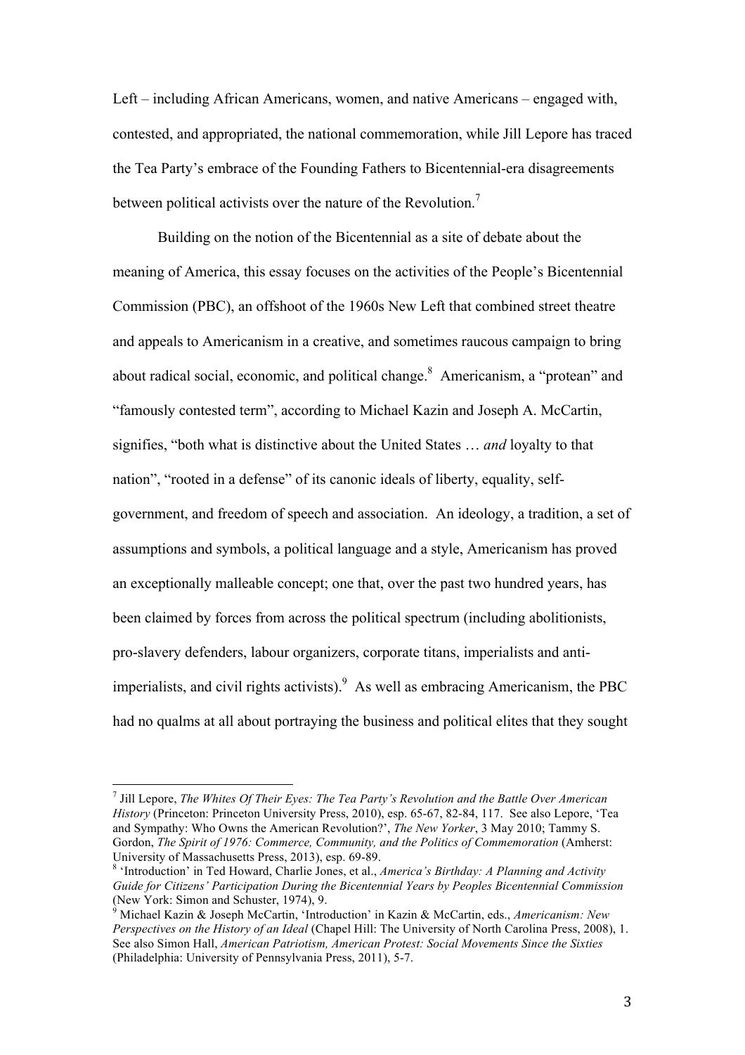Left – including African Americans, women, and native Americans – engaged with, contested, and appropriated, the national commemoration, while Jill Lepore has traced the Tea Party's embrace of the Founding Fathers to Bicentennial-era disagreements between political activists over the nature of the Revolution.[7]

Building on the notion of the Bicentennial as a site of debate about the meaning of America, this essay focuses on the activities of the People's Bicentennial Commission (PBC), an offshoot of the 1960s New Left that combined street theatre and appeals to Americanism in a creative, and sometimes raucous campaign to bring about radical social, economic, and political change.[8] Americanism, a "protean" and "famously contested term", according to Michael Kazin and Joseph A. McCartin, signifies, "both what is distinctive about the United States … *and* loyalty to that nation", "rooted in a defense" of its canonic ideals of liberty, equality, self-government, and freedom of speech and association. An ideology, a tradition, a set of assumptions and symbols, a political language and a style, Americanism has proved an exceptionally malleable concept; one that, over the past two hundred years, has been claimed by forces from across the political spectrum (including abolitionists, pro-slavery defenders, labour organizers, corporate titans, imperialists and anti-imperialists, and civil rights activists).[9] As well as embracing Americanism, the PBC had no qualms at all about portraying the business and political elites that they sought

---

[7] Jill Lepore, *The Whites Of Their Eyes: The Tea Party's Revolution and the Battle Over American History* (Princeton: Princeton University Press, 2010), esp. 65-67, 82-84, 117. See also Lepore, 'Tea and Sympathy: Who Owns the American Revolution?', *The New Yorker*, 3 May 2010; Tammy S. Gordon, *The Spirit of 1976: Commerce, Community, and the Politics of Commemoration* (Amherst: University of Massachusetts Press, 2013), esp. 69-89.

[8] 'Introduction' in Ted Howard, Charlie Jones, et al., *America's Birthday: A Planning and Activity Guide for Citizens' Participation During the Bicentennial Years by Peoples Bicentennial Commission* (New York: Simon and Schuster, 1974), 9.

[9] Michael Kazin & Joseph McCartin, 'Introduction' in Kazin & McCartin, eds., *Americanism: New Perspectives on the History of an Ideal* (Chapel Hill: The University of North Carolina Press, 2008), 1. See also Simon Hall, *American Patriotism, American Protest: Social Movements Since the Sixties* (Philadelphia: University of Pennsylvania Press, 2011), 5-7.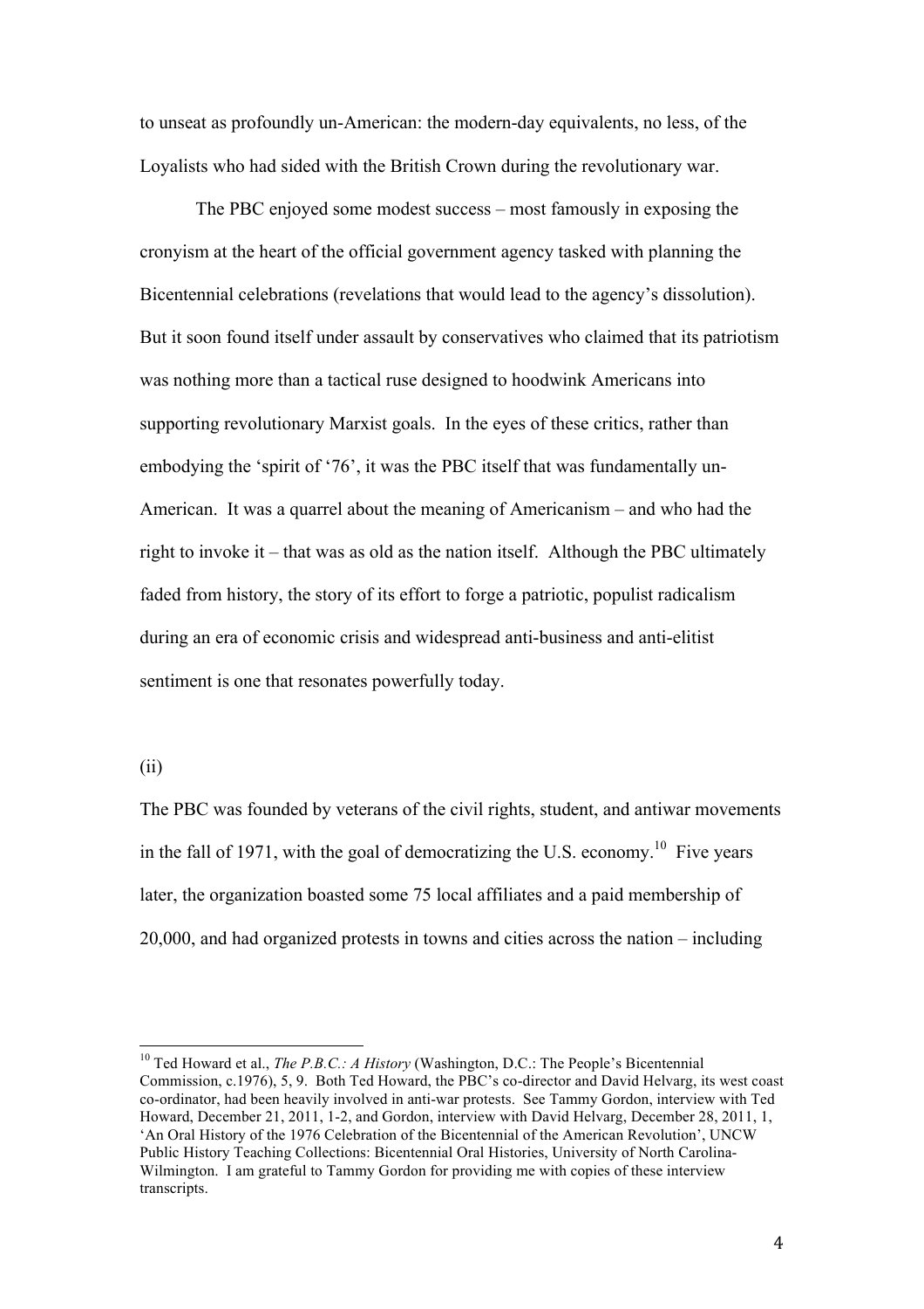to unseat as profoundly un-American: the modern-day equivalents, no less, of the Loyalists who had sided with the British Crown during the revolutionary war.

The PBC enjoyed some modest success – most famously in exposing the cronyism at the heart of the official government agency tasked with planning the Bicentennial celebrations (revelations that would lead to the agency's dissolution). But it soon found itself under assault by conservatives who claimed that its patriotism was nothing more than a tactical ruse designed to hoodwink Americans into supporting revolutionary Marxist goals. In the eyes of these critics, rather than embodying the 'spirit of '76', it was the PBC itself that was fundamentally un-American. It was a quarrel about the meaning of Americanism – and who had the right to invoke it – that was as old as the nation itself. Although the PBC ultimately faded from history, the story of its effort to forge a patriotic, populist radicalism during an era of economic crisis and widespread anti-business and anti-elitist sentiment is one that resonates powerfully today.

(ii)

The PBC was founded by veterans of the civil rights, student, and antiwar movements in the fall of 1971, with the goal of democratizing the U.S. economy.[10] Five years later, the organization boasted some 75 local affiliates and a paid membership of 20,000, and had organized protests in towns and cities across the nation – including

---

[10] Ted Howard et al., *The P.B.C.: A History* (Washington, D.C.: The People's Bicentennial Commission, c.1976), 5, 9. Both Ted Howard, the PBC's co-director and David Helvarg, its west coast co-ordinator, had been heavily involved in anti-war protests. See Tammy Gordon, interview with Ted Howard, December 21, 2011, 1-2, and Gordon, interview with David Helvarg, December 28, 2011, 1, 'An Oral History of the 1976 Celebration of the Bicentennial of the American Revolution', UNCW Public History Teaching Collections: Bicentennial Oral Histories, University of North Carolina-Wilmington. I am grateful to Tammy Gordon for providing me with copies of these interview transcripts.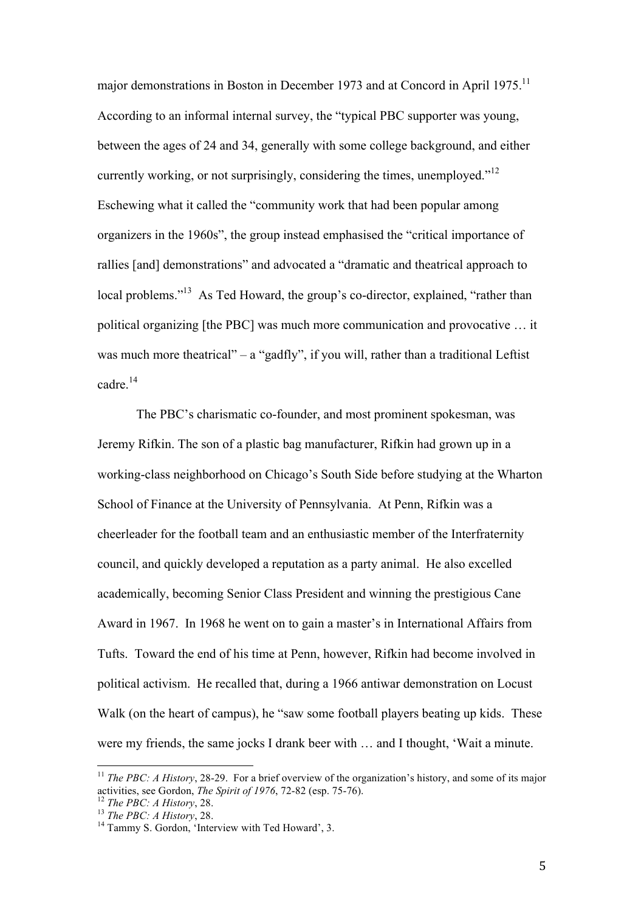major demonstrations in Boston in December 1973 and at Concord in April 1975.[11] According to an informal internal survey, the "typical PBC supporter was young, between the ages of 24 and 34, generally with some college background, and either currently working, or not surprisingly, considering the times, unemployed."[12] Eschewing what it called the "community work that had been popular among organizers in the 1960s", the group instead emphasised the "critical importance of rallies [and] demonstrations" and advocated a "dramatic and theatrical approach to local problems."[13] As Ted Howard, the group's co-director, explained, "rather than political organizing [the PBC] was much more communication and provocative … it was much more theatrical" – a "gadfly", if you will, rather than a traditional Leftist cadre.[14]

The PBC's charismatic co-founder, and most prominent spokesman, was Jeremy Rifkin. The son of a plastic bag manufacturer, Rifkin had grown up in a working-class neighborhood on Chicago's South Side before studying at the Wharton School of Finance at the University of Pennsylvania. At Penn, Rifkin was a cheerleader for the football team and an enthusiastic member of the Interfraternity council, and quickly developed a reputation as a party animal. He also excelled academically, becoming Senior Class President and winning the prestigious Cane Award in 1967. In 1968 he went on to gain a master's in International Affairs from Tufts. Toward the end of his time at Penn, however, Rifkin had become involved in political activism. He recalled that, during a 1966 antiwar demonstration on Locust Walk (on the heart of campus), he "saw some football players beating up kids. These were my friends, the same jocks I drank beer with … and I thought, 'Wait a minute.

---

[11] *The PBC: A History*, 28-29. For a brief overview of the organization's history, and some of its major activities, see Gordon, *The Spirit of 1976*, 72-82 (esp. 75-76).

[12] *The PBC: A History*, 28.

[13] *The PBC: A History*, 28.

[14] Tammy S. Gordon, 'Interview with Ted Howard', 3.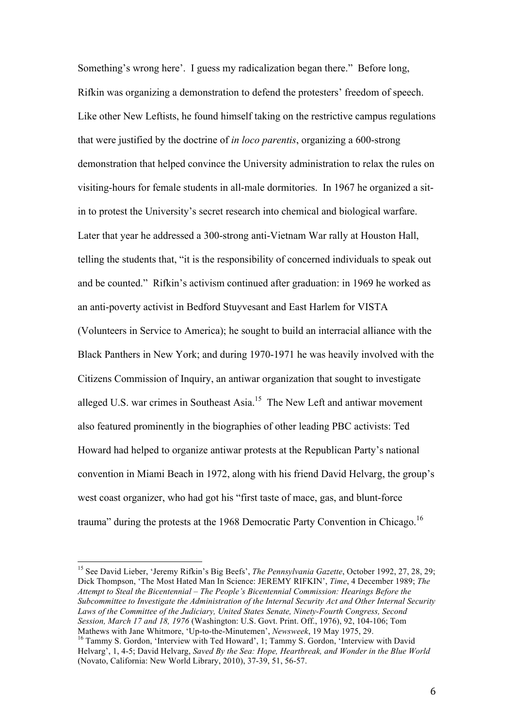Something's wrong here'. I guess my radicalization began there." Before long, Rifkin was organizing a demonstration to defend the protesters' freedom of speech. Like other New Leftists, he found himself taking on the restrictive campus regulations that were justified by the doctrine of *in loco parentis*, organizing a 600-strong demonstration that helped convince the University administration to relax the rules on visiting-hours for female students in all-male dormitories. In 1967 he organized a sit-in to protest the University's secret research into chemical and biological warfare. Later that year he addressed a 300-strong anti-Vietnam War rally at Houston Hall, telling the students that, "it is the responsibility of concerned individuals to speak out and be counted." Rifkin's activism continued after graduation: in 1969 he worked as an anti-poverty activist in Bedford Stuyvesant and East Harlem for VISTA (Volunteers in Service to America); he sought to build an interracial alliance with the Black Panthers in New York; and during 1970-1971 he was heavily involved with the Citizens Commission of Inquiry, an antiwar organization that sought to investigate alleged U.S. war crimes in Southeast Asia.[15] The New Left and antiwar movement also featured prominently in the biographies of other leading PBC activists: Ted Howard had helped to organize antiwar protests at the Republican Party's national convention in Miami Beach in 1972, along with his friend David Helvarg, the group's west coast organizer, who had got his "first taste of mace, gas, and blunt-force trauma" during the protests at the 1968 Democratic Party Convention in Chicago.[16]

---

[15] See David Lieber, 'Jeremy Rifkin's Big Beefs', *The Pennsylvania Gazette*, October 1992, 27, 28, 29; Dick Thompson, 'The Most Hated Man In Science: JEREMY RIFKIN', *Time*, 4 December 1989; *The Attempt to Steal the Bicentennial – The People's Bicentennial Commission: Hearings Before the Subcommittee to Investigate the Administration of the Internal Security Act and Other Internal Security Laws of the Committee of the Judiciary, United States Senate, Ninety-Fourth Congress, Second Session, March 17 and 18, 1976* (Washington: U.S. Govt. Print. Off., 1976), 92, 104-106; Tom Mathews with Jane Whitmore, 'Up-to-the-Minutemen', *Newsweek*, 19 May 1975, 29.

[16] Tammy S. Gordon, 'Interview with Ted Howard', 1; Tammy S. Gordon, 'Interview with David Helvarg', 1, 4-5; David Helvarg, *Saved By the Sea: Hope, Heartbreak, and Wonder in the Blue World* (Novato, California: New World Library, 2010), 37-39, 51, 56-57.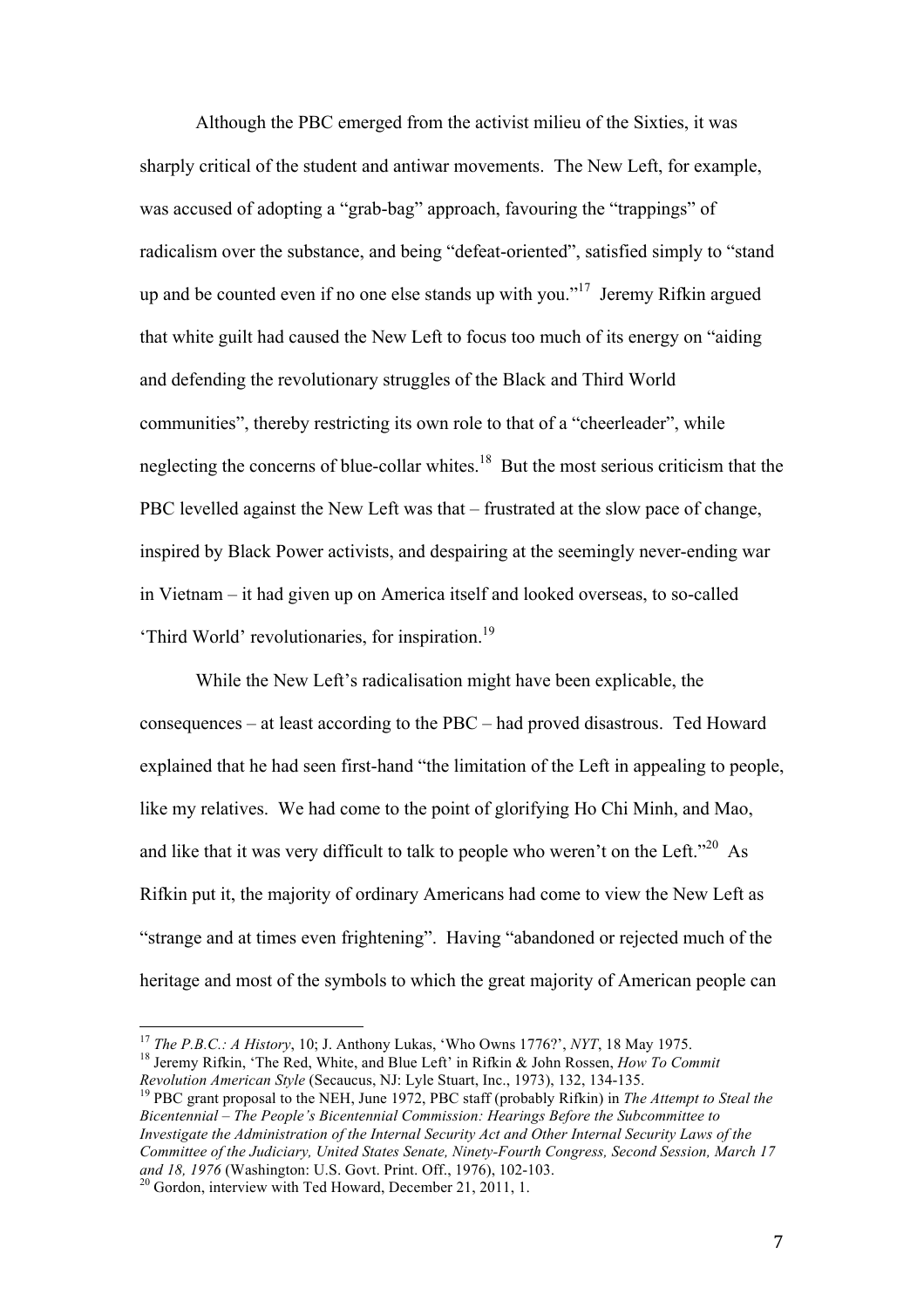Although the PBC emerged from the activist milieu of the Sixties, it was sharply critical of the student and antiwar movements. The New Left, for example, was accused of adopting a "grab-bag" approach, favouring the "trappings" of radicalism over the substance, and being "defeat-oriented", satisfied simply to "stand up and be counted even if no one else stands up with you."[17] Jeremy Rifkin argued that white guilt had caused the New Left to focus too much of its energy on "aiding and defending the revolutionary struggles of the Black and Third World communities", thereby restricting its own role to that of a "cheerleader", while neglecting the concerns of blue-collar whites.[18] But the most serious criticism that the PBC levelled against the New Left was that – frustrated at the slow pace of change, inspired by Black Power activists, and despairing at the seemingly never-ending war in Vietnam – it had given up on America itself and looked overseas, to so-called 'Third World' revolutionaries, for inspiration.[19]

While the New Left's radicalisation might have been explicable, the consequences – at least according to the PBC – had proved disastrous. Ted Howard explained that he had seen first-hand "the limitation of the Left in appealing to people, like my relatives. We had come to the point of glorifying Ho Chi Minh, and Mao, and like that it was very difficult to talk to people who weren't on the Left."[20] As Rifkin put it, the majority of ordinary Americans had come to view the New Left as "strange and at times even frightening". Having "abandoned or rejected much of the heritage and most of the symbols to which the great majority of American people can

---

[17] *The P.B.C.: A History*, 10; J. Anthony Lukas, 'Who Owns 1776?', *NYT*, 18 May 1975.

[18] Jeremy Rifkin, 'The Red, White, and Blue Left' in Rifkin & John Rossen, *How To Commit Revolution American Style* (Secaucus, NJ: Lyle Stuart, Inc., 1973), 132, 134-135.

[19] PBC grant proposal to the NEH, June 1972, PBC staff (probably Rifkin) in *The Attempt to Steal the Bicentennial – The People's Bicentennial Commission: Hearings Before the Subcommittee to Investigate the Administration of the Internal Security Act and Other Internal Security Laws of the Committee of the Judiciary, United States Senate, Ninety-Fourth Congress, Second Session, March 17 and 18, 1976* (Washington: U.S. Govt. Print. Off., 1976), 102-103.

[20] Gordon, interview with Ted Howard, December 21, 2011, 1.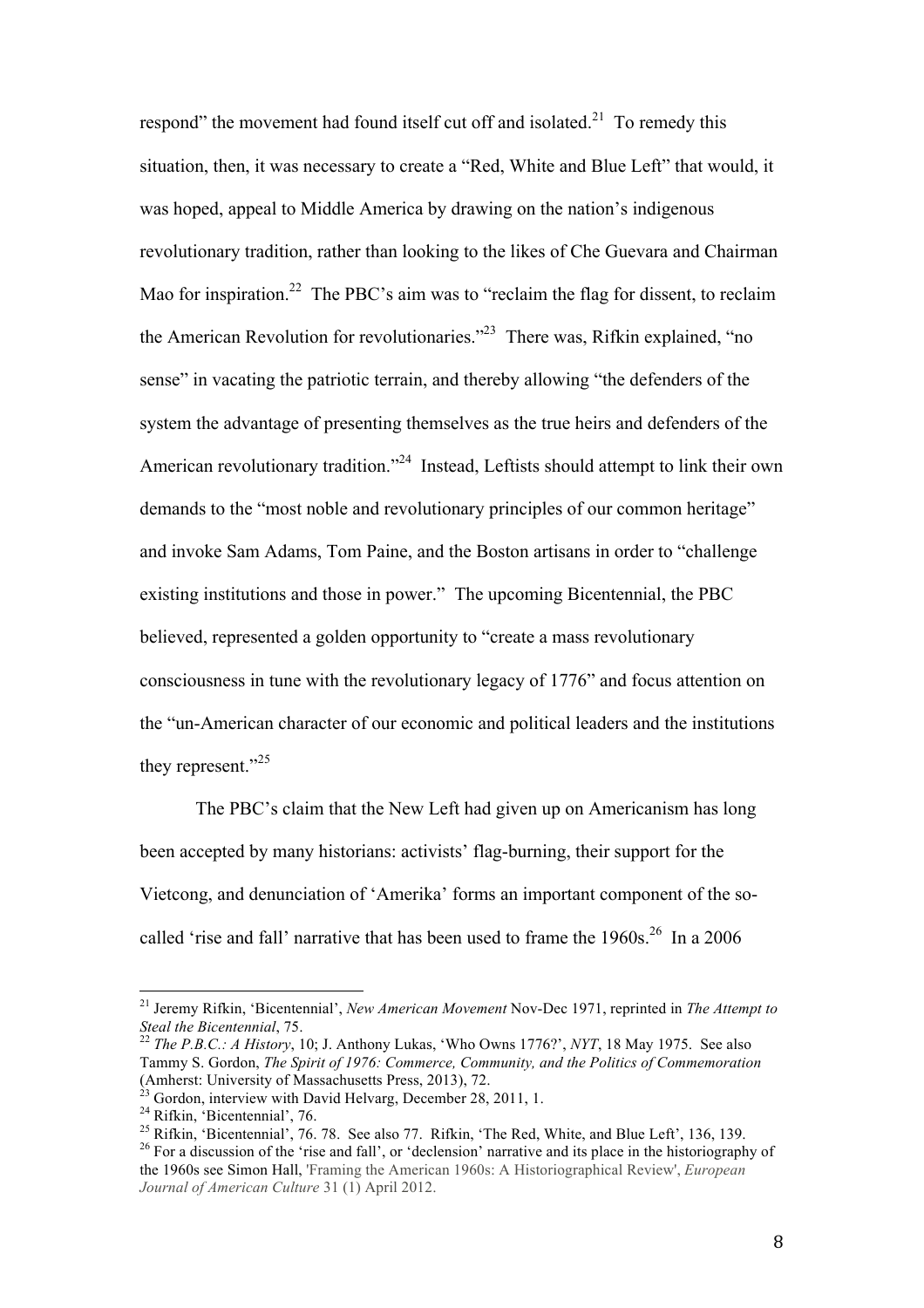respond" the movement had found itself cut off and isolated.[21] To remedy this situation, then, it was necessary to create a "Red, White and Blue Left" that would, it was hoped, appeal to Middle America by drawing on the nation's indigenous revolutionary tradition, rather than looking to the likes of Che Guevara and Chairman Mao for inspiration.[22] The PBC's aim was to "reclaim the flag for dissent, to reclaim the American Revolution for revolutionaries."[23] There was, Rifkin explained, "no sense" in vacating the patriotic terrain, and thereby allowing "the defenders of the system the advantage of presenting themselves as the true heirs and defenders of the American revolutionary tradition."[24] Instead, Leftists should attempt to link their own demands to the "most noble and revolutionary principles of our common heritage" and invoke Sam Adams, Tom Paine, and the Boston artisans in order to "challenge existing institutions and those in power." The upcoming Bicentennial, the PBC believed, represented a golden opportunity to "create a mass revolutionary consciousness in tune with the revolutionary legacy of 1776" and focus attention on the "un-American character of our economic and political leaders and the institutions they represent."[25]

The PBC's claim that the New Left had given up on Americanism has long been accepted by many historians: activists' flag-burning, their support for the Vietcong, and denunciation of 'Amerika' forms an important component of the so-called 'rise and fall' narrative that has been used to frame the 1960s.[26] In a 2006

---

[21] Jeremy Rifkin, 'Bicentennial', *New American Movement* Nov-Dec 1971, reprinted in *The Attempt to Steal the Bicentennial*, 75.

[22] *The P.B.C.: A History*, 10; J. Anthony Lukas, 'Who Owns 1776?', *NYT*, 18 May 1975. See also Tammy S. Gordon, *The Spirit of 1976: Commerce, Community, and the Politics of Commemoration* (Amherst: University of Massachusetts Press, 2013), 72.

[23] Gordon, interview with David Helvarg, December 28, 2011, 1.

[24] Rifkin, 'Bicentennial', 76.

[25] Rifkin, 'Bicentennial', 76. 78. See also 77. Rifkin, 'The Red, White, and Blue Left', 136, 139.

[26] For a discussion of the 'rise and fall', or 'declension' narrative and its place in the historiography of the 1960s see Simon Hall, 'Framing the American 1960s: A Historiographical Review', *European Journal of American Culture* 31 (1) April 2012.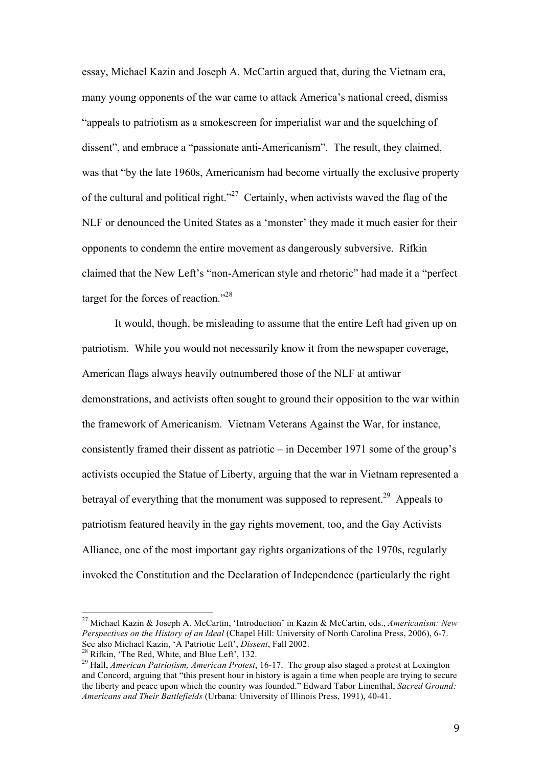essay, Michael Kazin and Joseph A. McCartin argued that, during the Vietnam era, many young opponents of the war came to attack America's national creed, dismiss "appeals to patriotism as a smokescreen for imperialist war and the squelching of dissent", and embrace a "passionate anti-Americanism". The result, they claimed, was that "by the late 1960s, Americanism had become virtually the exclusive property of the cultural and political right."[27] Certainly, when activists waved the flag of the NLF or denounced the United States as a 'monster' they made it much easier for their opponents to condemn the entire movement as dangerously subversive. Rifkin claimed that the New Left's "non-American style and rhetoric" had made it a "perfect target for the forces of reaction."[28]

It would, though, be misleading to assume that the entire Left had given up on patriotism. While you would not necessarily know it from the newspaper coverage, American flags always heavily outnumbered those of the NLF at antiwar demonstrations, and activists often sought to ground their opposition to the war within the framework of Americanism. Vietnam Veterans Against the War, for instance, consistently framed their dissent as patriotic – in December 1971 some of the group's activists occupied the Statue of Liberty, arguing that the war in Vietnam represented a betrayal of everything that the monument was supposed to represent.[29] Appeals to patriotism featured heavily in the gay rights movement, too, and the Gay Activists Alliance, one of the most important gay rights organizations of the 1970s, regularly invoked the Constitution and the Declaration of Independence (particularly the right

---

[27] Michael Kazin & Joseph A. McCartin, 'Introduction' in Kazin & McCartin, eds., *Americanism: New Perspectives on the History of an Ideal* (Chapel Hill: University of North Carolina Press, 2006), 6-7. See also Michael Kazin, 'A Patriotic Left', *Dissent*, Fall 2002.

[28] Rifkin, 'The Red, White, and Blue Left', 132.

[29] Hall, *American Patriotism, American Protest*, 16-17. The group also staged a protest at Lexington and Concord, arguing that "this present hour in history is again a time when people are trying to secure the liberty and peace upon which the country was founded." Edward Tabor Linenthal, *Sacred Ground: Americans and Their Battlefields* (Urbana: University of Illinois Press, 1991), 40-41.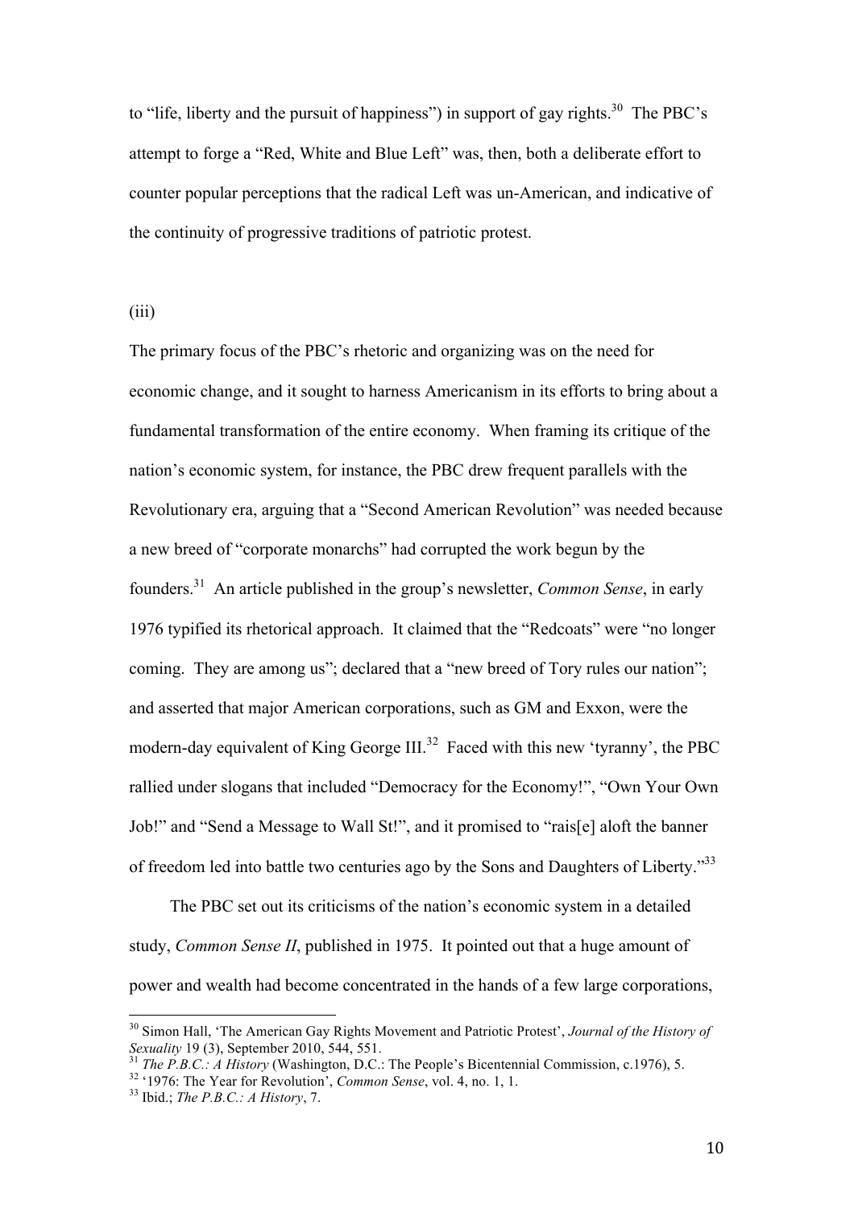to "life, liberty and the pursuit of happiness") in support of gay rights.[30] The PBC's attempt to forge a "Red, White and Blue Left" was, then, both a deliberate effort to counter popular perceptions that the radical Left was un-American, and indicative of the continuity of progressive traditions of patriotic protest.

(iii)

The primary focus of the PBC's rhetoric and organizing was on the need for economic change, and it sought to harness Americanism in its efforts to bring about a fundamental transformation of the entire economy. When framing its critique of the nation's economic system, for instance, the PBC drew frequent parallels with the Revolutionary era, arguing that a "Second American Revolution" was needed because a new breed of "corporate monarchs" had corrupted the work begun by the founders.[31] An article published in the group's newsletter, *Common Sense*, in early 1976 typified its rhetorical approach. It claimed that the "Redcoats" were "no longer coming. They are among us"; declared that a "new breed of Tory rules our nation"; and asserted that major American corporations, such as GM and Exxon, were the modern-day equivalent of King George III.[32] Faced with this new 'tyranny', the PBC rallied under slogans that included "Democracy for the Economy!", "Own Your Own Job!" and "Send a Message to Wall St!", and it promised to "rais[e] aloft the banner of freedom led into battle two centuries ago by the Sons and Daughters of Liberty."[33]

The PBC set out its criticisms of the nation's economic system in a detailed study, *Common Sense II*, published in 1975. It pointed out that a huge amount of power and wealth had become concentrated in the hands of a few large corporations,

---

[30] Simon Hall, 'The American Gay Rights Movement and Patriotic Protest', *Journal of the History of Sexuality* 19 (3), September 2010, 544, 551.

[31] *The P.B.C.: A History* (Washington, D.C.: The People's Bicentennial Commission, c.1976), 5.

[32] '1976: The Year for Revolution', *Common Sense*, vol. 4, no. 1, 1.

[33] Ibid.; *The P.B.C.: A History*, 7.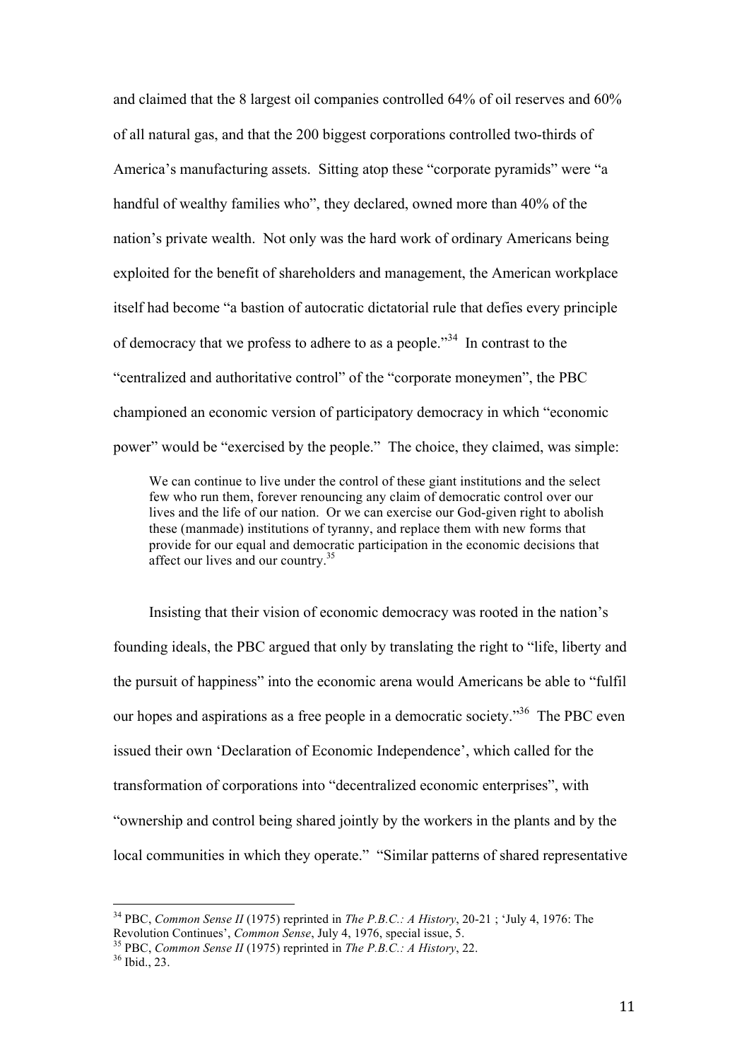and claimed that the 8 largest oil companies controlled 64% of oil reserves and 60% of all natural gas, and that the 200 biggest corporations controlled two-thirds of America's manufacturing assets. Sitting atop these "corporate pyramids" were "a handful of wealthy families who", they declared, owned more than 40% of the nation's private wealth. Not only was the hard work of ordinary Americans being exploited for the benefit of shareholders and management, the American workplace itself had become "a bastion of autocratic dictatorial rule that defies every principle of democracy that we profess to adhere to as a people."[34] In contrast to the "centralized and authoritative control" of the "corporate moneymen", the PBC championed an economic version of participatory democracy in which "economic power" would be "exercised by the people." The choice, they claimed, was simple:

> We can continue to live under the control of these giant institutions and the select few who run them, forever renouncing any claim of democratic control over our lives and the life of our nation. Or we can exercise our God-given right to abolish these (manmade) institutions of tyranny, and replace them with new forms that provide for our equal and democratic participation in the economic decisions that affect our lives and our country.[35]

Insisting that their vision of economic democracy was rooted in the nation's founding ideals, the PBC argued that only by translating the right to "life, liberty and the pursuit of happiness" into the economic arena would Americans be able to "fulfil our hopes and aspirations as a free people in a democratic society."[36] The PBC even issued their own 'Declaration of Economic Independence', which called for the transformation of corporations into "decentralized economic enterprises", with "ownership and control being shared jointly by the workers in the plants and by the local communities in which they operate." "Similar patterns of shared representative

---

[34] PBC, *Common Sense II* (1975) reprinted in *The P.B.C.: A History*, 20-21 ; 'July 4, 1976: The Revolution Continues', *Common Sense*, July 4, 1976, special issue, 5.

[35] PBC, *Common Sense II* (1975) reprinted in *The P.B.C.: A History*, 22.

[36] Ibid., 23.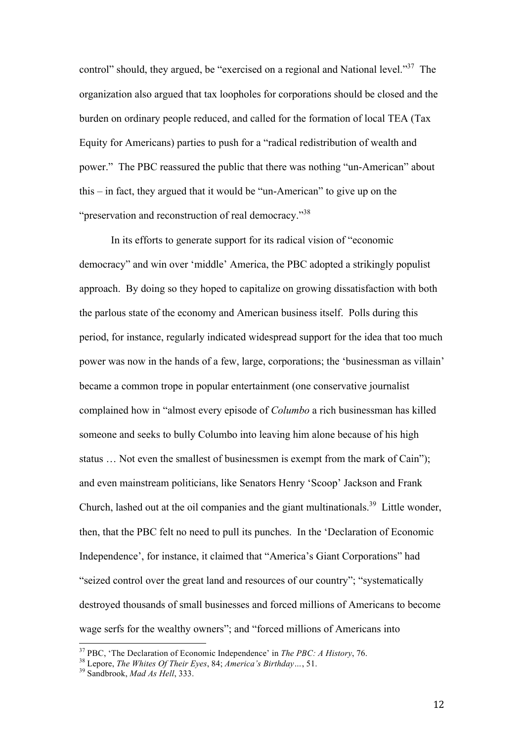control" should, they argued, be "exercised on a regional and National level."[37] The organization also argued that tax loopholes for corporations should be closed and the burden on ordinary people reduced, and called for the formation of local TEA (Tax Equity for Americans) parties to push for a "radical redistribution of wealth and power." The PBC reassured the public that there was nothing "un-American" about this – in fact, they argued that it would be "un-American" to give up on the "preservation and reconstruction of real democracy."[38]

In its efforts to generate support for its radical vision of "economic democracy" and win over 'middle' America, the PBC adopted a strikingly populist approach. By doing so they hoped to capitalize on growing dissatisfaction with both the parlous state of the economy and American business itself. Polls during this period, for instance, regularly indicated widespread support for the idea that too much power was now in the hands of a few, large, corporations; the 'businessman as villain' became a common trope in popular entertainment (one conservative journalist complained how in "almost every episode of *Columbo* a rich businessman has killed someone and seeks to bully Columbo into leaving him alone because of his high status … Not even the smallest of businessmen is exempt from the mark of Cain"); and even mainstream politicians, like Senators Henry 'Scoop' Jackson and Frank Church, lashed out at the oil companies and the giant multinationals.[39] Little wonder, then, that the PBC felt no need to pull its punches. In the 'Declaration of Economic Independence', for instance, it claimed that "America's Giant Corporations" had "seized control over the great land and resources of our country"; "systematically destroyed thousands of small businesses and forced millions of Americans to become wage serfs for the wealthy owners"; and "forced millions of Americans into

---

[37] PBC, 'The Declaration of Economic Independence' in *The PBC: A History*, 76.

[38] Lepore, *The Whites Of Their Eyes*, 84; *America's Birthday…*, 51.

[39] Sandbrook, *Mad As Hell*, 333.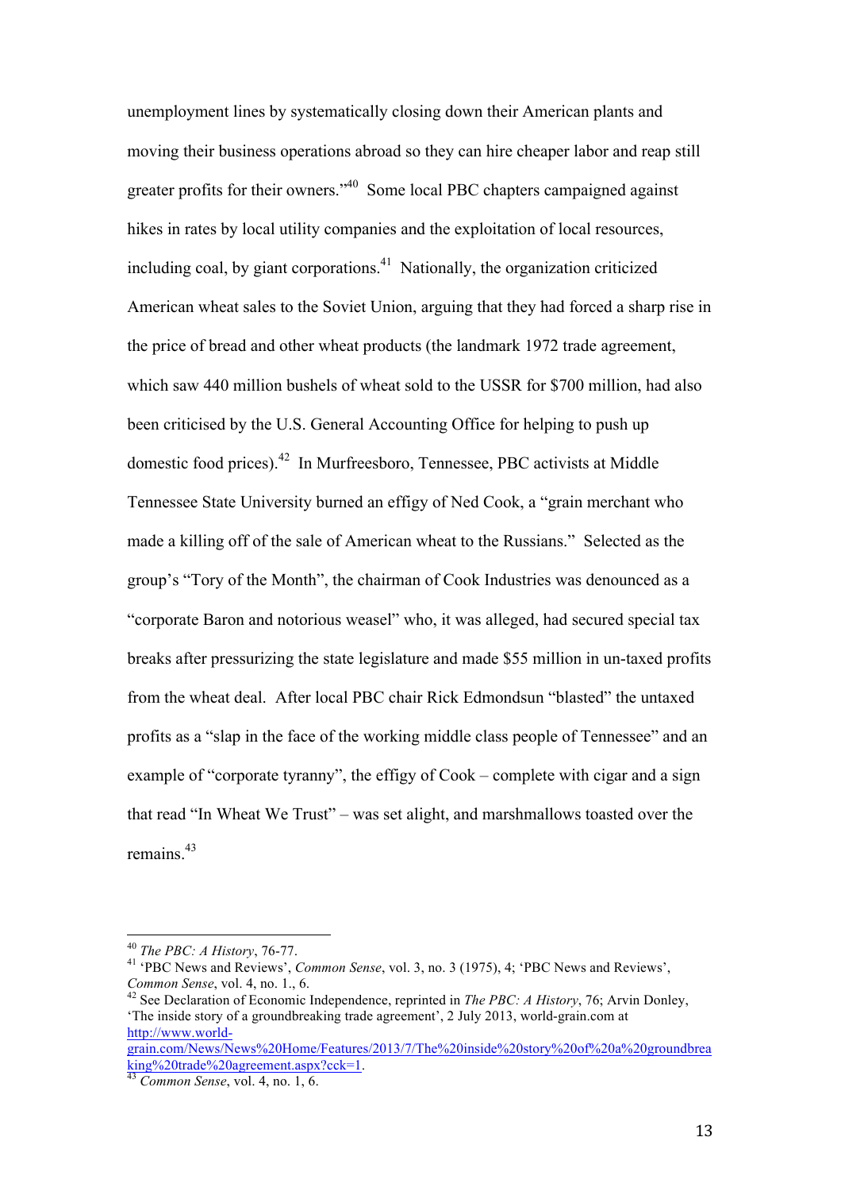unemployment lines by systematically closing down their American plants and moving their business operations abroad so they can hire cheaper labor and reap still greater profits for their owners."[40] Some local PBC chapters campaigned against hikes in rates by local utility companies and the exploitation of local resources, including coal, by giant corporations.[41] Nationally, the organization criticized American wheat sales to the Soviet Union, arguing that they had forced a sharp rise in the price of bread and other wheat products (the landmark 1972 trade agreement, which saw 440 million bushels of wheat sold to the USSR for $700 million, had also been criticised by the U.S. General Accounting Office for helping to push up domestic food prices).[42] In Murfreesboro, Tennessee, PBC activists at Middle Tennessee State University burned an effigy of Ned Cook, a "grain merchant who made a killing off of the sale of American wheat to the Russians." Selected as the group's "Tory of the Month", the chairman of Cook Industries was denounced as a "corporate Baron and notorious weasel" who, it was alleged, had secured special tax breaks after pressurizing the state legislature and made $55 million in un-taxed profits from the wheat deal. After local PBC chair Rick Edmondsun "blasted" the untaxed profits as a "slap in the face of the working middle class people of Tennessee" and an example of "corporate tyranny", the effigy of Cook – complete with cigar and a sign that read "In Wheat We Trust" – was set alight, and marshmallows toasted over the remains.[43]

---

[40] *The PBC: A History*, 76-77.

[41] 'PBC News and Reviews', *Common Sense*, vol. 3, no. 3 (1975), 4; 'PBC News and Reviews', *Common Sense*, vol. 4, no. 1., 6.

[42] See Declaration of Economic Independence, reprinted in *The PBC: A History*, 76; Arvin Donley, 'The inside story of a groundbreaking trade agreement', 2 July 2013, world-grain.com at [http://www.world-grain.com/News/News%20Home/Features/2013/7/The%20inside%20story%20of%20a%20groundbreaking%20trade%20agreement.aspx?cck=1](http://www.world-grain.com/News/News%20Home/Features/2013/7/The%20inside%20story%20of%20a%20groundbreaking%20trade%20agreement.aspx?cck=1).

[43] *Common Sense*, vol. 4, no. 1, 6.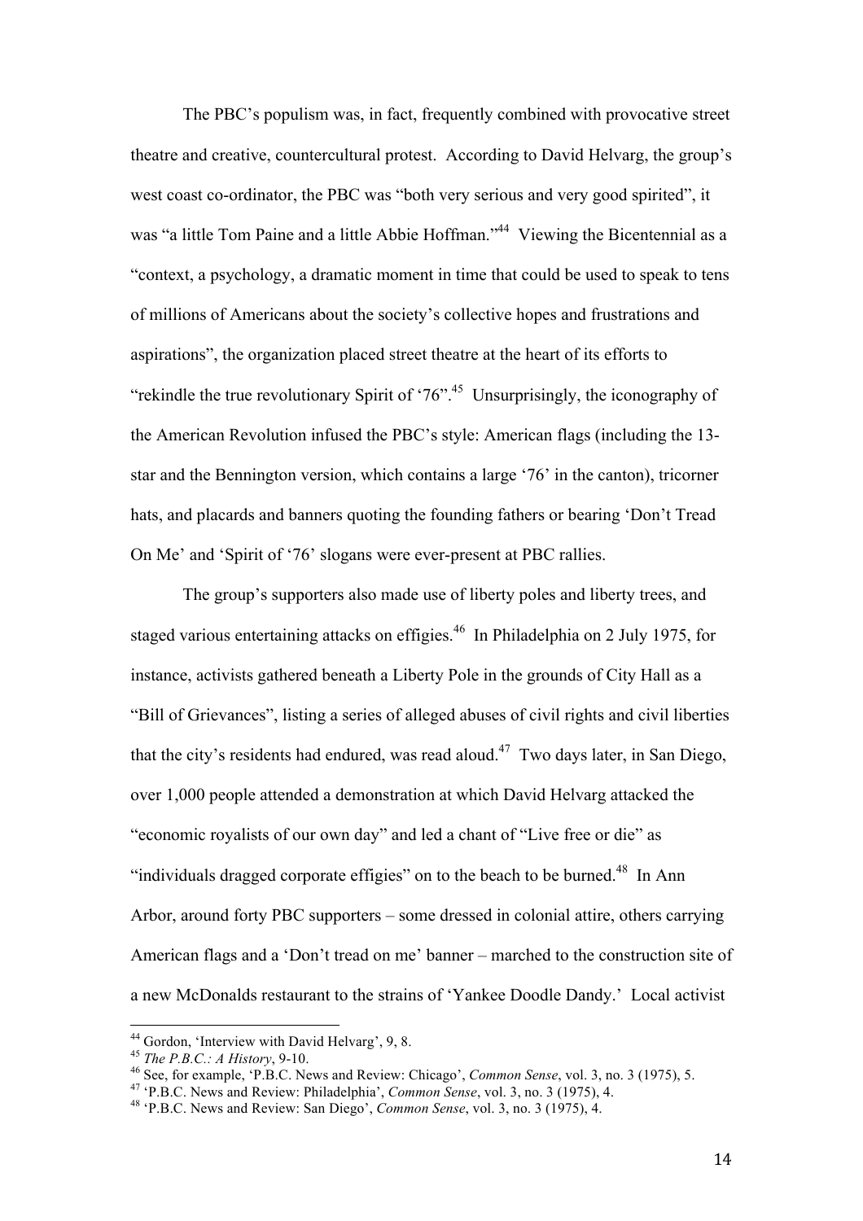The PBC's populism was, in fact, frequently combined with provocative street theatre and creative, countercultural protest. According to David Helvarg, the group's west coast co-ordinator, the PBC was "both very serious and very good spirited", it was "a little Tom Paine and a little Abbie Hoffman."[44] Viewing the Bicentennial as a "context, a psychology, a dramatic moment in time that could be used to speak to tens of millions of Americans about the society's collective hopes and frustrations and aspirations", the organization placed street theatre at the heart of its efforts to "rekindle the true revolutionary Spirit of '76".[45] Unsurprisingly, the iconography of the American Revolution infused the PBC's style: American flags (including the 13-star and the Bennington version, which contains a large '76' in the canton), tricorner hats, and placards and banners quoting the founding fathers or bearing 'Don't Tread On Me' and 'Spirit of '76' slogans were ever-present at PBC rallies.

The group's supporters also made use of liberty poles and liberty trees, and staged various entertaining attacks on effigies.[46] In Philadelphia on 2 July 1975, for instance, activists gathered beneath a Liberty Pole in the grounds of City Hall as a "Bill of Grievances", listing a series of alleged abuses of civil rights and civil liberties that the city's residents had endured, was read aloud.[47] Two days later, in San Diego, over 1,000 people attended a demonstration at which David Helvarg attacked the "economic royalists of our own day" and led a chant of "Live free or die" as "individuals dragged corporate effigies" on to the beach to be burned.[48] In Ann Arbor, around forty PBC supporters – some dressed in colonial attire, others carrying American flags and a 'Don't tread on me' banner – marched to the construction site of a new McDonalds restaurant to the strains of 'Yankee Doodle Dandy.' Local activist

---

[44] Gordon, 'Interview with David Helvarg', 9, 8.

[45] *The P.B.C.: A History*, 9-10.

[46] See, for example, 'P.B.C. News and Review: Chicago', *Common Sense*, vol. 3, no. 3 (1975), 5.

[47] 'P.B.C. News and Review: Philadelphia', *Common Sense*, vol. 3, no. 3 (1975), 4.

[48] 'P.B.C. News and Review: San Diego', *Common Sense*, vol. 3, no. 3 (1975), 4.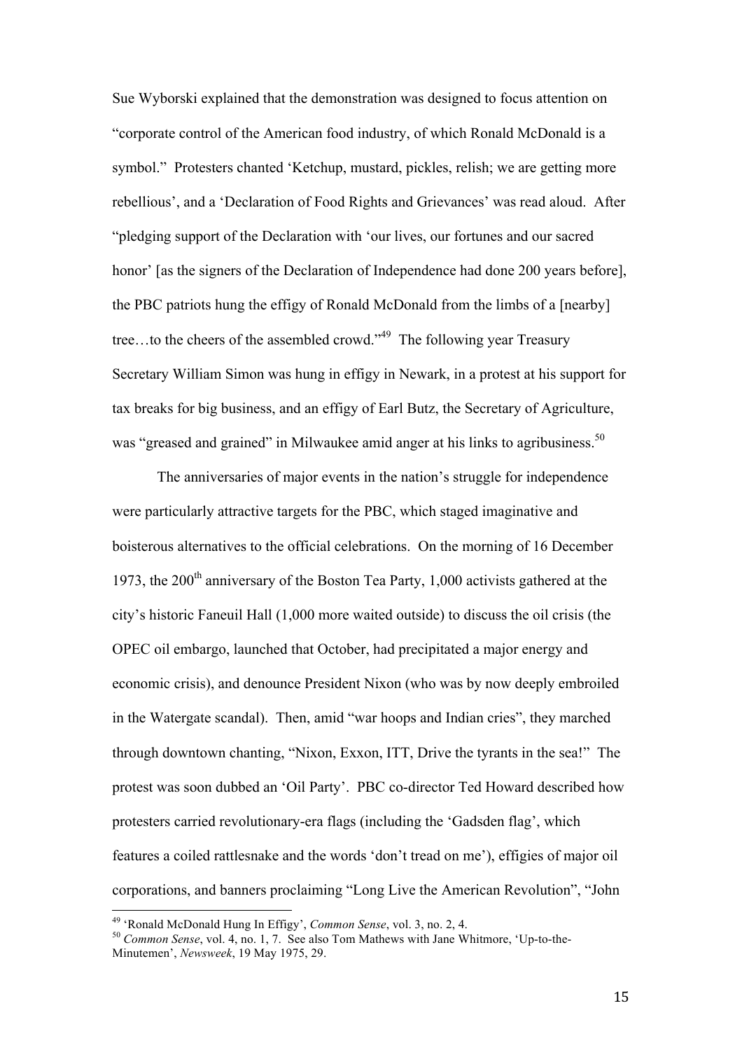Sue Wyborski explained that the demonstration was designed to focus attention on "corporate control of the American food industry, of which Ronald McDonald is a symbol." Protesters chanted 'Ketchup, mustard, pickles, relish; we are getting more rebellious', and a 'Declaration of Food Rights and Grievances' was read aloud. After "pledging support of the Declaration with 'our lives, our fortunes and our sacred honor' [as the signers of the Declaration of Independence had done 200 years before], the PBC patriots hung the effigy of Ronald McDonald from the limbs of a [nearby] tree…to the cheers of the assembled crowd."[49] The following year Treasury Secretary William Simon was hung in effigy in Newark, in a protest at his support for tax breaks for big business, and an effigy of Earl Butz, the Secretary of Agriculture, was "greased and grained" in Milwaukee amid anger at his links to agribusiness.[50]

The anniversaries of major events in the nation's struggle for independence were particularly attractive targets for the PBC, which staged imaginative and boisterous alternatives to the official celebrations. On the morning of 16 December 1973, the 200th anniversary of the Boston Tea Party, 1,000 activists gathered at the city's historic Faneuil Hall (1,000 more waited outside) to discuss the oil crisis (the OPEC oil embargo, launched that October, had precipitated a major energy and economic crisis), and denounce President Nixon (who was by now deeply embroiled in the Watergate scandal). Then, amid "war hoops and Indian cries", they marched through downtown chanting, "Nixon, Exxon, ITT, Drive the tyrants in the sea!" The protest was soon dubbed an 'Oil Party'. PBC co-director Ted Howard described how protesters carried revolutionary-era flags (including the 'Gadsden flag', which features a coiled rattlesnake and the words 'don't tread on me'), effigies of major oil corporations, and banners proclaiming "Long Live the American Revolution", "John

---

[49] 'Ronald McDonald Hung In Effigy', *Common Sense*, vol. 3, no. 2, 4.

[50] *Common Sense*, vol. 4, no. 1, 7. See also Tom Mathews with Jane Whitmore, 'Up-to-the-Minutemen', *Newsweek*, 19 May 1975, 29.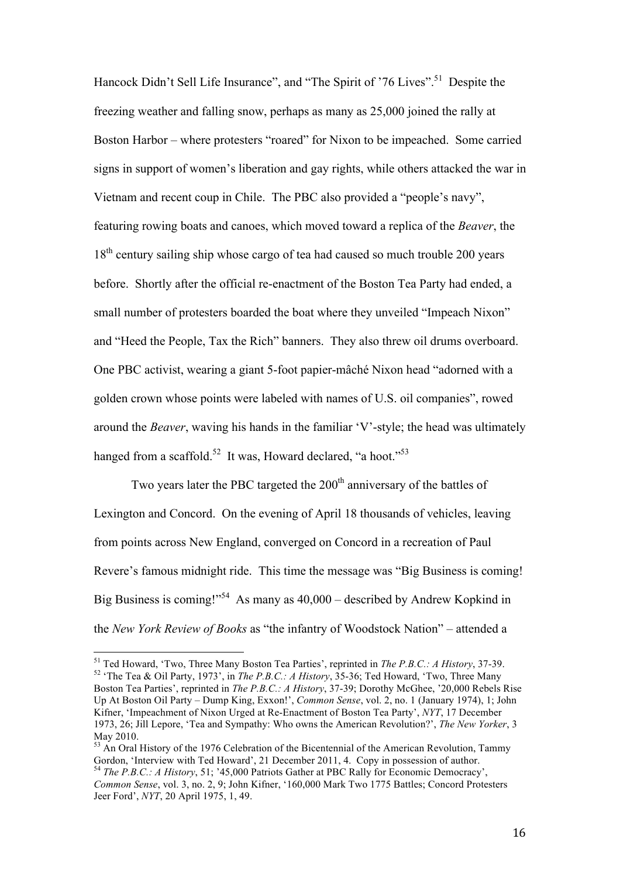Hancock Didn't Sell Life Insurance", and "The Spirit of '76 Lives".[51] Despite the freezing weather and falling snow, perhaps as many as 25,000 joined the rally at Boston Harbor – where protesters "roared" for Nixon to be impeached. Some carried signs in support of women's liberation and gay rights, while others attacked the war in Vietnam and recent coup in Chile. The PBC also provided a "people's navy", featuring rowing boats and canoes, which moved toward a replica of the *Beaver*, the 18th century sailing ship whose cargo of tea had caused so much trouble 200 years before. Shortly after the official re-enactment of the Boston Tea Party had ended, a small number of protesters boarded the boat where they unveiled "Impeach Nixon" and "Heed the People, Tax the Rich" banners. They also threw oil drums overboard. One PBC activist, wearing a giant 5-foot papier-mâché Nixon head "adorned with a golden crown whose points were labeled with names of U.S. oil companies", rowed around the *Beaver*, waving his hands in the familiar 'V'-style; the head was ultimately hanged from a scaffold.[52] It was, Howard declared, "a hoot."[53]

Two years later the PBC targeted the 200th anniversary of the battles of Lexington and Concord. On the evening of April 18 thousands of vehicles, leaving from points across New England, converged on Concord in a recreation of Paul Revere's famous midnight ride. This time the message was "Big Business is coming! Big Business is coming!"[54] As many as 40,000 – described by Andrew Kopkind in the *New York Review of Books* as "the infantry of Woodstock Nation" – attended a

---

[51] Ted Howard, 'Two, Three Many Boston Tea Parties', reprinted in *The P.B.C.: A History*, 37-39.

[52] 'The Tea & Oil Party, 1973', in *The P.B.C.: A History*, 35-36; Ted Howard, 'Two, Three Many Boston Tea Parties', reprinted in *The P.B.C.: A History*, 37-39; Dorothy McGhee, '20,000 Rebels Rise Up At Boston Oil Party – Dump King, Exxon!', *Common Sense*, vol. 2, no. 1 (January 1974), 1; John Kifner, 'Impeachment of Nixon Urged at Re-Enactment of Boston Tea Party', *NYT*, 17 December 1973, 26; Jill Lepore, 'Tea and Sympathy: Who owns the American Revolution?', *The New Yorker*, 3 May 2010.

[53] An Oral History of the 1976 Celebration of the Bicentennial of the American Revolution, Tammy Gordon, 'Interview with Ted Howard', 21 December 2011, 4. Copy in possession of author.

[54] *The P.B.C.: A History*, 51; '45,000 Patriots Gather at PBC Rally for Economic Democracy', *Common Sense*, vol. 3, no. 2, 9; John Kifner, '160,000 Mark Two 1775 Battles; Concord Protesters Jeer Ford', *NYT*, 20 April 1975, 1, 49.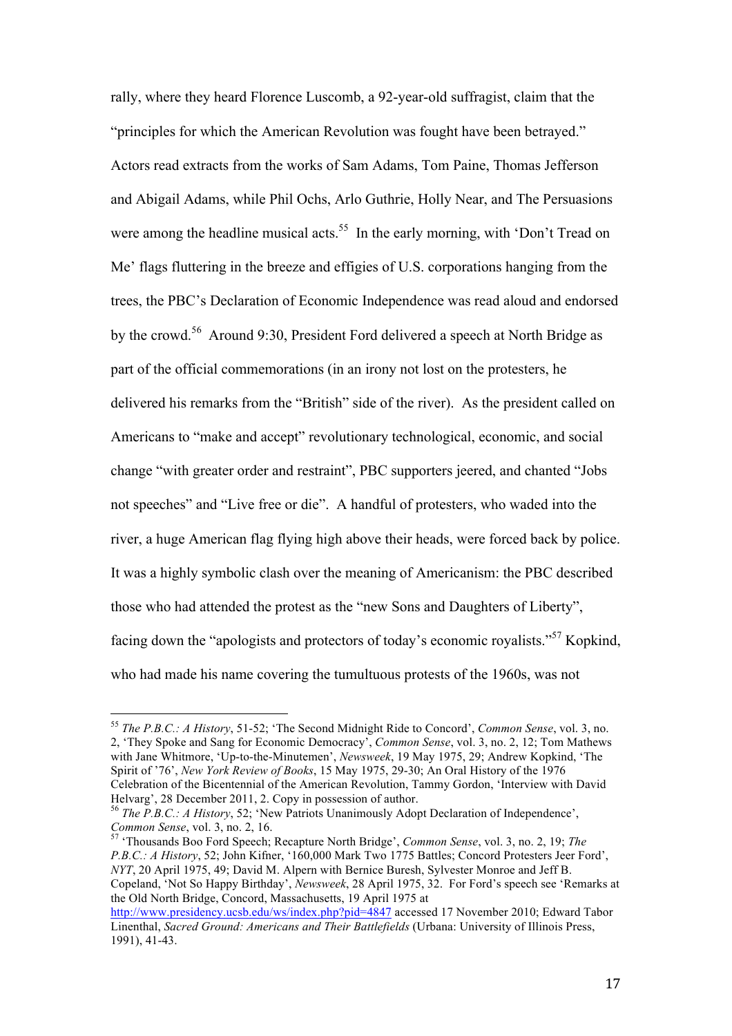rally, where they heard Florence Luscomb, a 92-year-old suffragist, claim that the "principles for which the American Revolution was fought have been betrayed." Actors read extracts from the works of Sam Adams, Tom Paine, Thomas Jefferson and Abigail Adams, while Phil Ochs, Arlo Guthrie, Holly Near, and The Persuasions were among the headline musical acts.[55] In the early morning, with 'Don't Tread on Me' flags fluttering in the breeze and effigies of U.S. corporations hanging from the trees, the PBC's Declaration of Economic Independence was read aloud and endorsed by the crowd.[56] Around 9:30, President Ford delivered a speech at North Bridge as part of the official commemorations (in an irony not lost on the protesters, he delivered his remarks from the "British" side of the river). As the president called on Americans to "make and accept" revolutionary technological, economic, and social change "with greater order and restraint", PBC supporters jeered, and chanted "Jobs not speeches" and "Live free or die". A handful of protesters, who waded into the river, a huge American flag flying high above their heads, were forced back by police. It was a highly symbolic clash over the meaning of Americanism: the PBC described those who had attended the protest as the "new Sons and Daughters of Liberty", facing down the "apologists and protectors of today's economic royalists."[57] Kopkind, who had made his name covering the tumultuous protests of the 1960s, was not

---

[55] *The P.B.C.: A History*, 51-52; 'The Second Midnight Ride to Concord', *Common Sense*, vol. 3, no. 2, 'They Spoke and Sang for Economic Democracy', *Common Sense*, vol. 3, no. 2, 12; Tom Mathews with Jane Whitmore, 'Up-to-the-Minutemen', *Newsweek*, 19 May 1975, 29; Andrew Kopkind, 'The Spirit of '76', *New York Review of Books*, 15 May 1975, 29-30; An Oral History of the 1976 Celebration of the Bicentennial of the American Revolution, Tammy Gordon, 'Interview with David Helvarg', 28 December 2011, 2. Copy in possession of author.

[56] *The P.B.C.: A History*, 52; 'New Patriots Unanimously Adopt Declaration of Independence', *Common Sense*, vol. 3, no. 2, 16.

[57] 'Thousands Boo Ford Speech; Recapture North Bridge', *Common Sense*, vol. 3, no. 2, 19; *The P.B.C.: A History*, 52; John Kifner, '160,000 Mark Two 1775 Battles; Concord Protesters Jeer Ford', *NYT*, 20 April 1975, 49; David M. Alpern with Bernice Buresh, Sylvester Monroe and Jeff B. Copeland, 'Not So Happy Birthday', *Newsweek*, 28 April 1975, 32. For Ford's speech see 'Remarks at the Old North Bridge, Concord, Massachusetts, 19 April 1975 at http://www.presidency.ucsb.edu/ws/index.php?pid=4847 accessed 17 November 2010; Edward Tabor Linenthal, *Sacred Ground: Americans and Their Battlefields* (Urbana: University of Illinois Press, 1991), 41-43.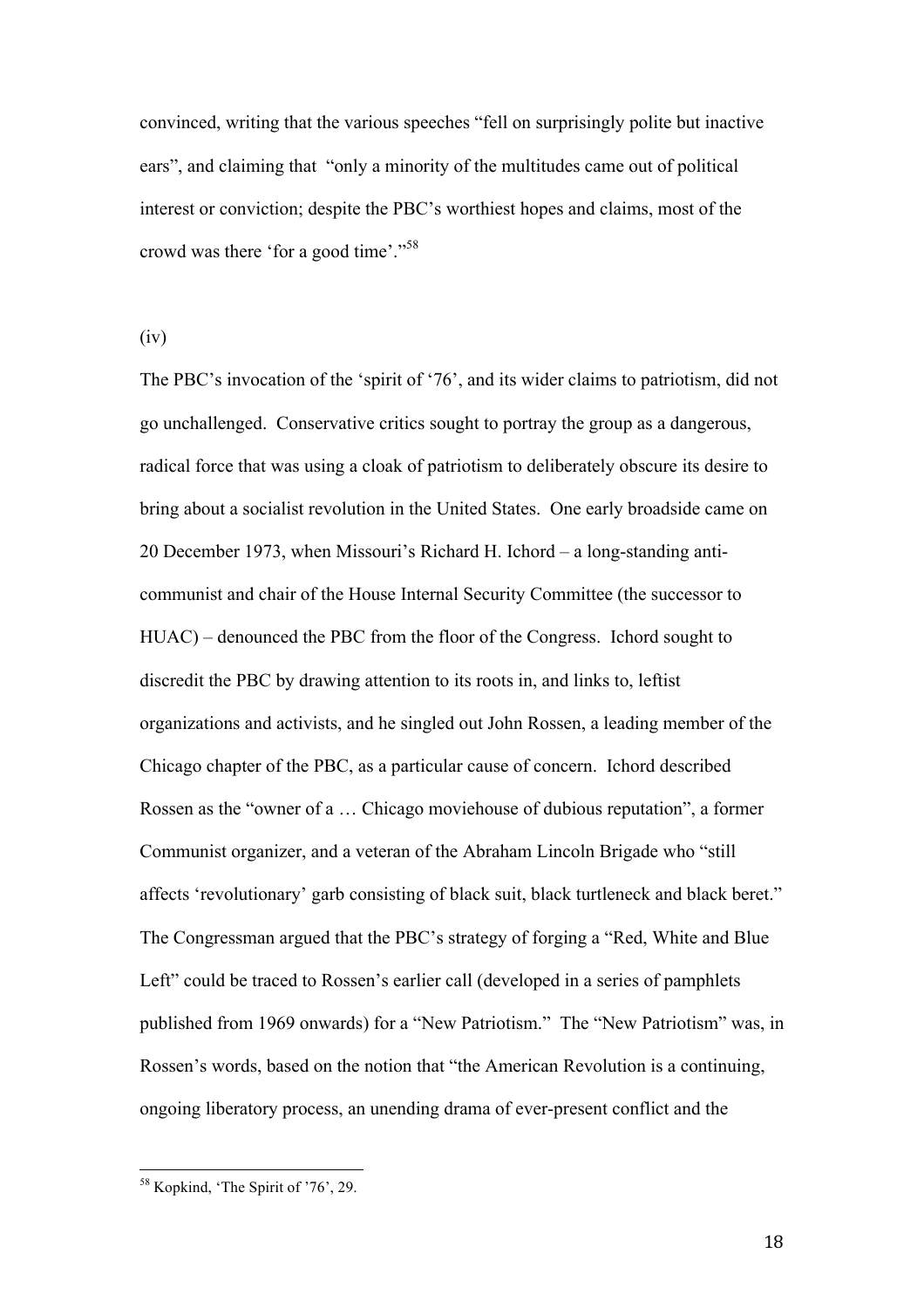convinced, writing that the various speeches "fell on surprisingly polite but inactive ears", and claiming that "only a minority of the multitudes came out of political interest or conviction; despite the PBC's worthiest hopes and claims, most of the crowd was there 'for a good time'."[58]

(iv)

The PBC's invocation of the 'spirit of '76', and its wider claims to patriotism, did not go unchallenged. Conservative critics sought to portray the group as a dangerous, radical force that was using a cloak of patriotism to deliberately obscure its desire to bring about a socialist revolution in the United States. One early broadside came on 20 December 1973, when Missouri's Richard H. Ichord – a long-standing anti-communist and chair of the House Internal Security Committee (the successor to HUAC) – denounced the PBC from the floor of the Congress. Ichord sought to discredit the PBC by drawing attention to its roots in, and links to, leftist organizations and activists, and he singled out John Rossen, a leading member of the Chicago chapter of the PBC, as a particular cause of concern. Ichord described Rossen as the "owner of a … Chicago moviehouse of dubious reputation", a former Communist organizer, and a veteran of the Abraham Lincoln Brigade who "still affects 'revolutionary' garb consisting of black suit, black turtleneck and black beret." The Congressman argued that the PBC's strategy of forging a "Red, White and Blue Left" could be traced to Rossen's earlier call (developed in a series of pamphlets published from 1969 onwards) for a "New Patriotism." The "New Patriotism" was, in Rossen's words, based on the notion that "the American Revolution is a continuing, ongoing liberatory process, an unending drama of ever-present conflict and the

[58] Kopkind, 'The Spirit of '76', 29.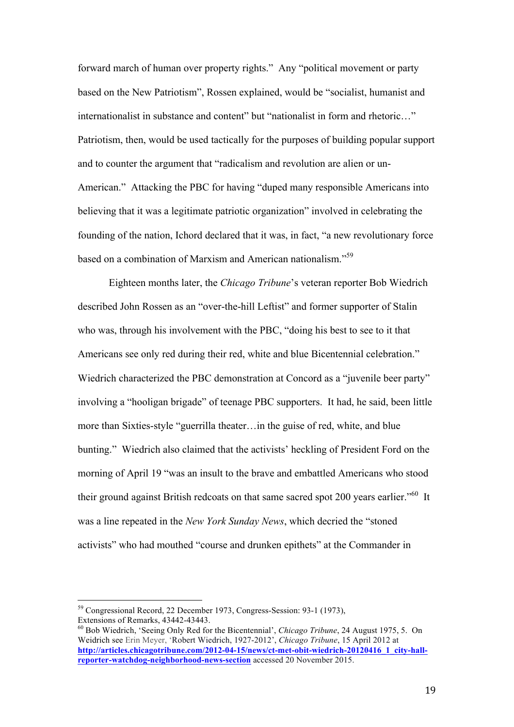forward march of human over property rights." Any "political movement or party based on the New Patriotism", Rossen explained, would be "socialist, humanist and internationalist in substance and content" but "nationalist in form and rhetoric…" Patriotism, then, would be used tactically for the purposes of building popular support and to counter the argument that "radicalism and revolution are alien or un-American." Attacking the PBC for having "duped many responsible Americans into believing that it was a legitimate patriotic organization" involved in celebrating the founding of the nation, Ichord declared that it was, in fact, "a new revolutionary force based on a combination of Marxism and American nationalism."[59]

Eighteen months later, the *Chicago Tribune*'s veteran reporter Bob Wiedrich described John Rossen as an "over-the-hill Leftist" and former supporter of Stalin who was, through his involvement with the PBC, "doing his best to see to it that Americans see only red during their red, white and blue Bicentennial celebration." Wiedrich characterized the PBC demonstration at Concord as a "juvenile beer party" involving a "hooligan brigade" of teenage PBC supporters. It had, he said, been little more than Sixties-style "guerrilla theater…in the guise of red, white, and blue bunting." Wiedrich also claimed that the activists' heckling of President Ford on the morning of April 19 "was an insult to the brave and embattled Americans who stood their ground against British redcoats on that same sacred spot 200 years earlier."[60] It was a line repeated in the *New York Sunday News*, which decried the "stoned activists" who had mouthed "course and drunken epithets" at the Commander in

---

[59] Congressional Record, 22 December 1973, Congress-Session: 93-1 (1973), Extensions of Remarks, 43442-43443.

[60] Bob Wiedrich, 'Seeing Only Red for the Bicentennial', *Chicago Tribune*, 24 August 1975, 5. On Weidrich see Erin Meyer, 'Robert Wiedrich, 1927-2012', *Chicago Tribune*, 15 April 2012 at **http://articles.chicagotribune.com/2012-04-15/news/ct-met-obit-wiedrich-20120416_1_city-hall-reporter-watchdog-neighborhood-news-section** accessed 20 November 2015.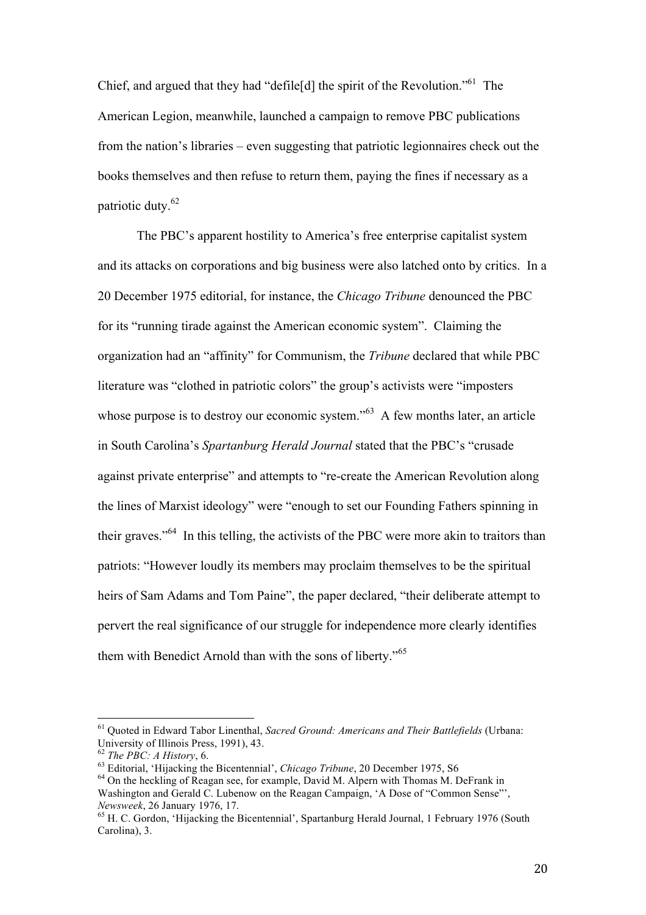Chief, and argued that they had "defile[d] the spirit of the Revolution."[61] The American Legion, meanwhile, launched a campaign to remove PBC publications from the nation's libraries – even suggesting that patriotic legionnaires check out the books themselves and then refuse to return them, paying the fines if necessary as a patriotic duty.[62]

The PBC's apparent hostility to America's free enterprise capitalist system and its attacks on corporations and big business were also latched onto by critics. In a 20 December 1975 editorial, for instance, the *Chicago Tribune* denounced the PBC for its "running tirade against the American economic system". Claiming the organization had an "affinity" for Communism, the *Tribune* declared that while PBC literature was "clothed in patriotic colors" the group's activists were "imposters whose purpose is to destroy our economic system."[63] A few months later, an article in South Carolina's *Spartanburg Herald Journal* stated that the PBC's "crusade against private enterprise" and attempts to "re-create the American Revolution along the lines of Marxist ideology" were "enough to set our Founding Fathers spinning in their graves."[64] In this telling, the activists of the PBC were more akin to traitors than patriots: "However loudly its members may proclaim themselves to be the spiritual heirs of Sam Adams and Tom Paine", the paper declared, "their deliberate attempt to pervert the real significance of our struggle for independence more clearly identifies them with Benedict Arnold than with the sons of liberty."[65]

---

[61] Quoted in Edward Tabor Linenthal, *Sacred Ground: Americans and Their Battlefields* (Urbana: University of Illinois Press, 1991), 43.

[62] *The PBC: A History*, 6.

[63] Editorial, 'Hijacking the Bicentennial', *Chicago Tribune*, 20 December 1975, S6

[64] On the heckling of Reagan see, for example, David M. Alpern with Thomas M. DeFrank in Washington and Gerald C. Lubenow on the Reagan Campaign, 'A Dose of "Common Sense"', *Newsweek*, 26 January 1976, 17.

[65] H. C. Gordon, 'Hijacking the Bicentennial', Spartanburg Herald Journal, 1 February 1976 (South Carolina), 3.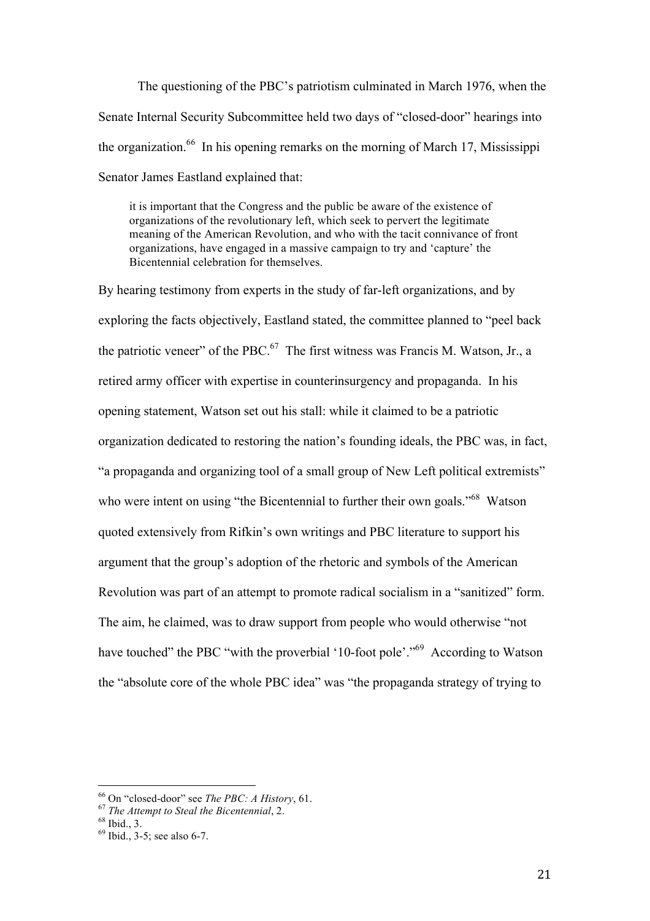The questioning of the PBC's patriotism culminated in March 1976, when the Senate Internal Security Subcommittee held two days of "closed-door" hearings into the organization.[66] In his opening remarks on the morning of March 17, Mississippi Senator James Eastland explained that:

> it is important that the Congress and the public be aware of the existence of organizations of the revolutionary left, which seek to pervert the legitimate meaning of the American Revolution, and who with the tacit connivance of front organizations, have engaged in a massive campaign to try and 'capture' the Bicentennial celebration for themselves.

By hearing testimony from experts in the study of far-left organizations, and by exploring the facts objectively, Eastland stated, the committee planned to "peel back the patriotic veneer" of the PBC.[67] The first witness was Francis M. Watson, Jr., a retired army officer with expertise in counterinsurgency and propaganda. In his opening statement, Watson set out his stall: while it claimed to be a patriotic organization dedicated to restoring the nation's founding ideals, the PBC was, in fact, "a propaganda and organizing tool of a small group of New Left political extremists" who were intent on using "the Bicentennial to further their own goals."[68] Watson quoted extensively from Rifkin's own writings and PBC literature to support his argument that the group's adoption of the rhetoric and symbols of the American Revolution was part of an attempt to promote radical socialism in a "sanitized" form. The aim, he claimed, was to draw support from people who would otherwise "not have touched" the PBC "with the proverbial '10-foot pole'."[69] According to Watson the "absolute core of the whole PBC idea" was "the propaganda strategy of trying to

---

[66] On "closed-door" see *The PBC: A History*, 61.

[67] *The Attempt to Steal the Bicentennial*, 2.

[68] Ibid., 3.

[69] Ibid., 3-5; see also 6-7.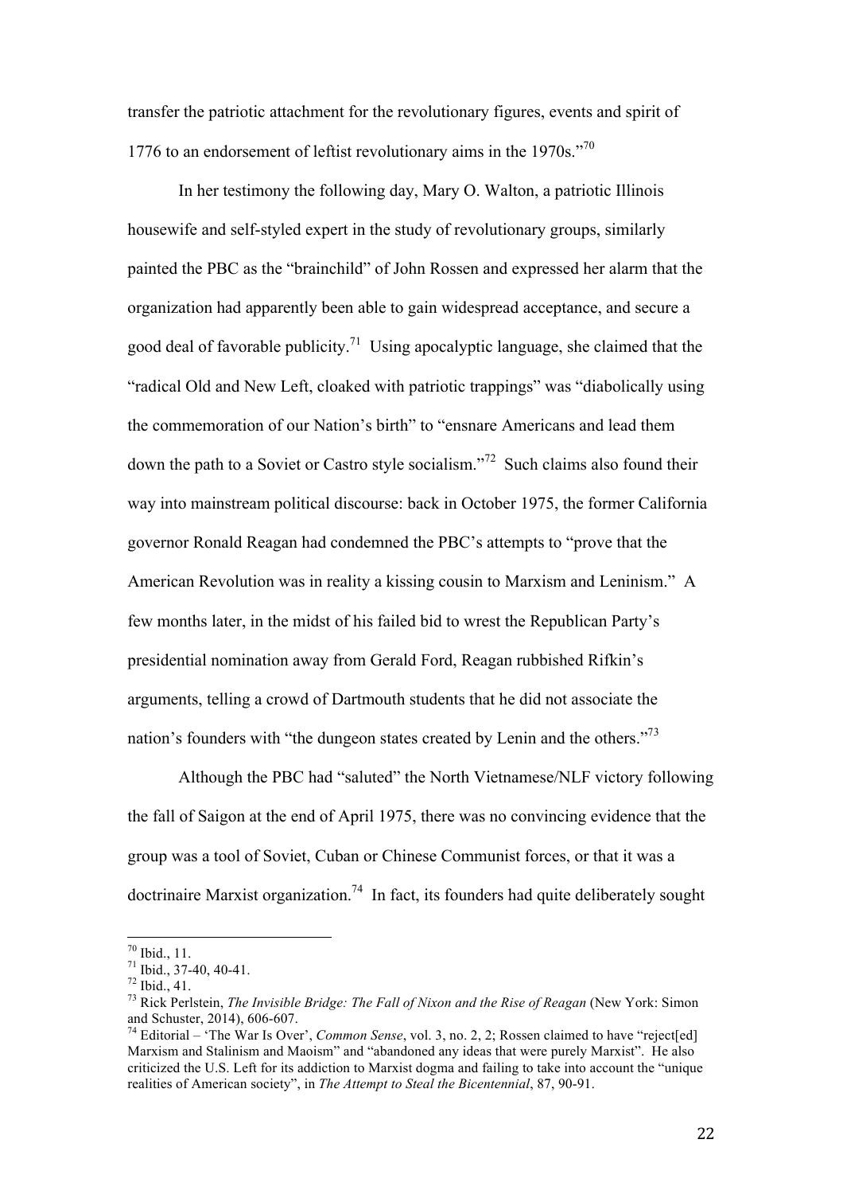transfer the patriotic attachment for the revolutionary figures, events and spirit of 1776 to an endorsement of leftist revolutionary aims in the 1970s."[70]

In her testimony the following day, Mary O. Walton, a patriotic Illinois housewife and self-styled expert in the study of revolutionary groups, similarly painted the PBC as the "brainchild" of John Rossen and expressed her alarm that the organization had apparently been able to gain widespread acceptance, and secure a good deal of favorable publicity.[71] Using apocalyptic language, she claimed that the "radical Old and New Left, cloaked with patriotic trappings" was "diabolically using the commemoration of our Nation's birth" to "ensnare Americans and lead them down the path to a Soviet or Castro style socialism."[72] Such claims also found their way into mainstream political discourse: back in October 1975, the former California governor Ronald Reagan had condemned the PBC's attempts to "prove that the American Revolution was in reality a kissing cousin to Marxism and Leninism." A few months later, in the midst of his failed bid to wrest the Republican Party's presidential nomination away from Gerald Ford, Reagan rubbished Rifkin's arguments, telling a crowd of Dartmouth students that he did not associate the nation's founders with "the dungeon states created by Lenin and the others."[73]

Although the PBC had "saluted" the North Vietnamese/NLF victory following the fall of Saigon at the end of April 1975, there was no convincing evidence that the group was a tool of Soviet, Cuban or Chinese Communist forces, or that it was a doctrinaire Marxist organization.[74] In fact, its founders had quite deliberately sought

---

[70] Ibid., 11.

[71] Ibid., 37-40, 40-41.

[72] Ibid., 41.

[73] Rick Perlstein, *The Invisible Bridge: The Fall of Nixon and the Rise of Reagan* (New York: Simon and Schuster, 2014), 606-607.

[74] Editorial – 'The War Is Over', *Common Sense*, vol. 3, no. 2, 2; Rossen claimed to have "reject[ed] Marxism and Stalinism and Maoism" and "abandoned any ideas that were purely Marxist". He also criticized the U.S. Left for its addiction to Marxist dogma and failing to take into account the "unique realities of American society", in *The Attempt to Steal the Bicentennial*, 87, 90-91.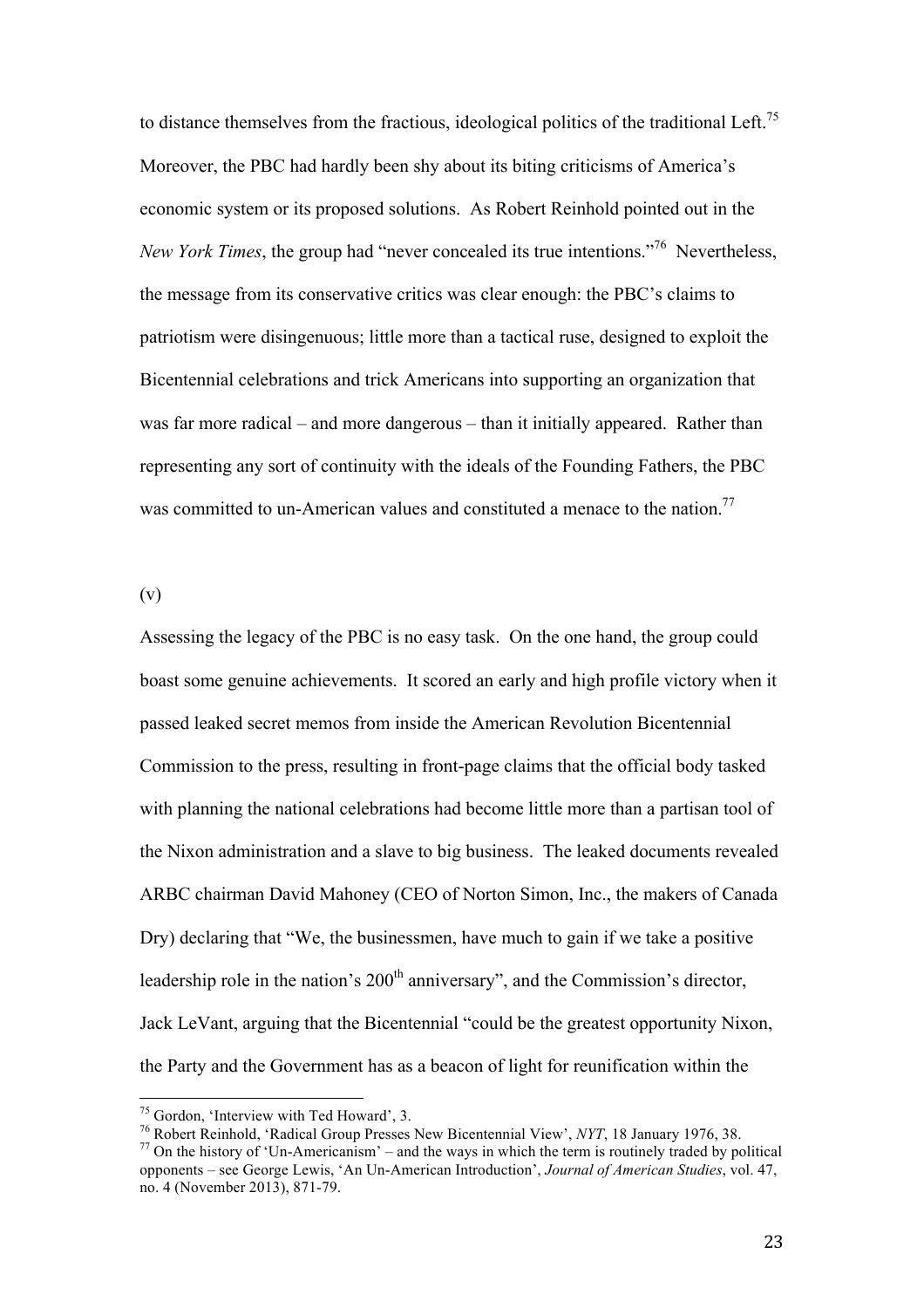to distance themselves from the fractious, ideological politics of the traditional Left.[75] Moreover, the PBC had hardly been shy about its biting criticisms of America's economic system or its proposed solutions. As Robert Reinhold pointed out in the *New York Times*, the group had "never concealed its true intentions."[76] Nevertheless, the message from its conservative critics was clear enough: the PBC's claims to patriotism were disingenuous; little more than a tactical ruse, designed to exploit the Bicentennial celebrations and trick Americans into supporting an organization that was far more radical – and more dangerous – than it initially appeared. Rather than representing any sort of continuity with the ideals of the Founding Fathers, the PBC was committed to un-American values and constituted a menace to the nation.[77]

(v)

Assessing the legacy of the PBC is no easy task. On the one hand, the group could boast some genuine achievements. It scored an early and high profile victory when it passed leaked secret memos from inside the American Revolution Bicentennial Commission to the press, resulting in front-page claims that the official body tasked with planning the national celebrations had become little more than a partisan tool of the Nixon administration and a slave to big business. The leaked documents revealed ARBC chairman David Mahoney (CEO of Norton Simon, Inc., the makers of Canada Dry) declaring that "We, the businessmen, have much to gain if we take a positive leadership role in the nation's 200th anniversary", and the Commission's director, Jack LeVant, arguing that the Bicentennial "could be the greatest opportunity Nixon, the Party and the Government has as a beacon of light for reunification within the

[75] Gordon, 'Interview with Ted Howard', 3.

[76] Robert Reinhold, 'Radical Group Presses New Bicentennial View', *NYT*, 18 January 1976, 38.

[77] On the history of 'Un-Americanism' – and the ways in which the term is routinely traded by political opponents – see George Lewis, 'An Un-American Introduction', *Journal of American Studies*, vol. 47, no. 4 (November 2013), 871-79.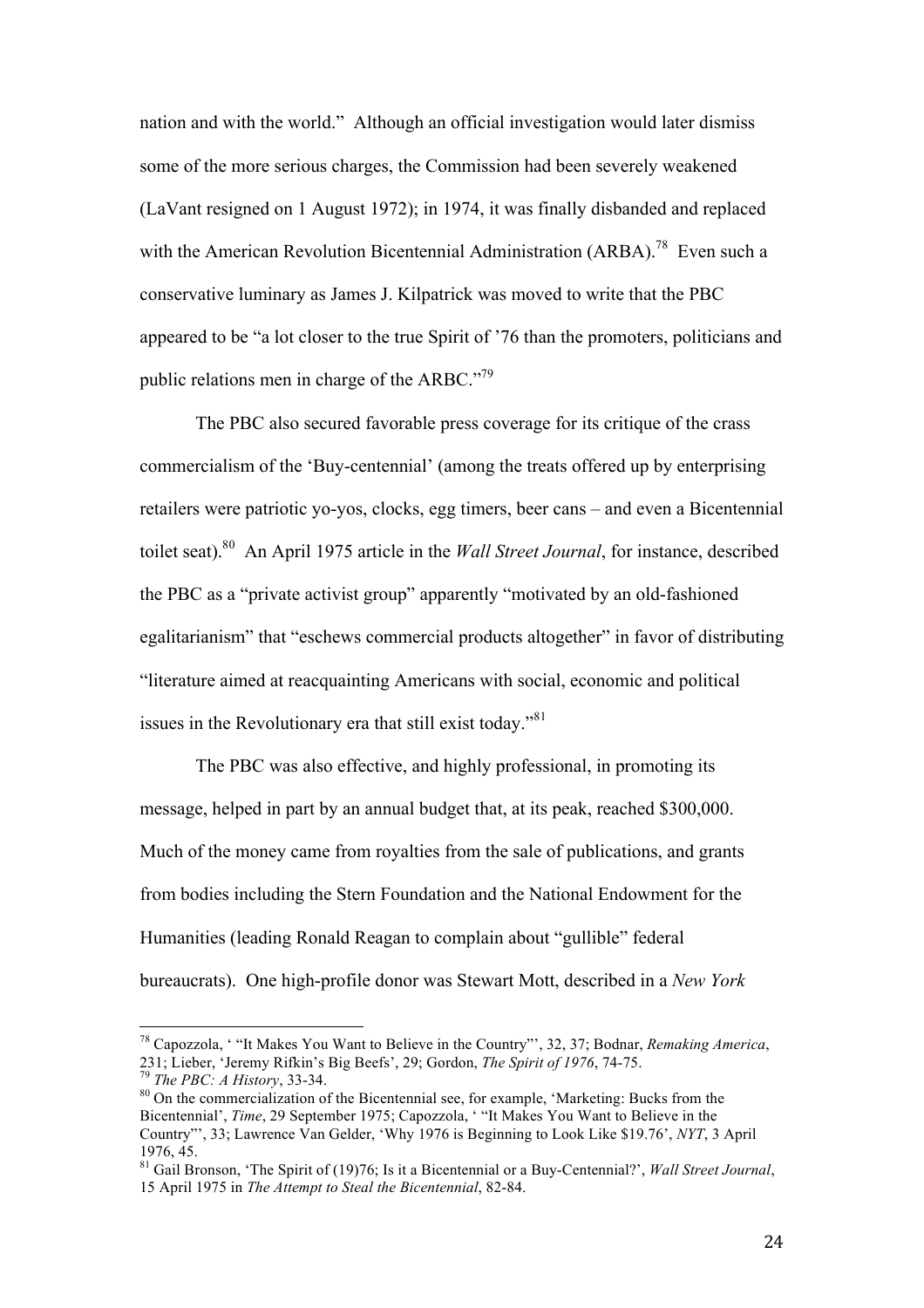nation and with the world." Although an official investigation would later dismiss some of the more serious charges, the Commission had been severely weakened (LaVant resigned on 1 August 1972); in 1974, it was finally disbanded and replaced with the American Revolution Bicentennial Administration (ARBA).[78] Even such a conservative luminary as James J. Kilpatrick was moved to write that the PBC appeared to be "a lot closer to the true Spirit of '76 than the promoters, politicians and public relations men in charge of the ARBC."[79]

The PBC also secured favorable press coverage for its critique of the crass commercialism of the 'Buy-centennial' (among the treats offered up by enterprising retailers were patriotic yo-yos, clocks, egg timers, beer cans – and even a Bicentennial toilet seat).[80] An April 1975 article in the *Wall Street Journal*, for instance, described the PBC as a "private activist group" apparently "motivated by an old-fashioned egalitarianism" that "eschews commercial products altogether" in favor of distributing "literature aimed at reacquainting Americans with social, economic and political issues in the Revolutionary era that still exist today."[81]

The PBC was also effective, and highly professional, in promoting its message, helped in part by an annual budget that, at its peak, reached $300,000. Much of the money came from royalties from the sale of publications, and grants from bodies including the Stern Foundation and the National Endowment for the Humanities (leading Ronald Reagan to complain about "gullible" federal bureaucrats). One high-profile donor was Stewart Mott, described in a *New York*

---

[78] Capozzola, ' "It Makes You Want to Believe in the Country"', 32, 37; Bodnar, *Remaking America*, 231; Lieber, 'Jeremy Rifkin's Big Beefs', 29; Gordon, *The Spirit of 1976*, 74-75.

[79] *The PBC: A History*, 33-34.

[80] On the commercialization of the Bicentennial see, for example, 'Marketing: Bucks from the Bicentennial', *Time*, 29 September 1975; Capozzola, ' "It Makes You Want to Believe in the Country"', 33; Lawrence Van Gelder, 'Why 1976 is Beginning to Look Like $19.76', *NYT*, 3 April 1976, 45.

[81] Gail Bronson, 'The Spirit of (19)76; Is it a Bicentennial or a Buy-Centennial?', *Wall Street Journal*, 15 April 1975 in *The Attempt to Steal the Bicentennial*, 82-84.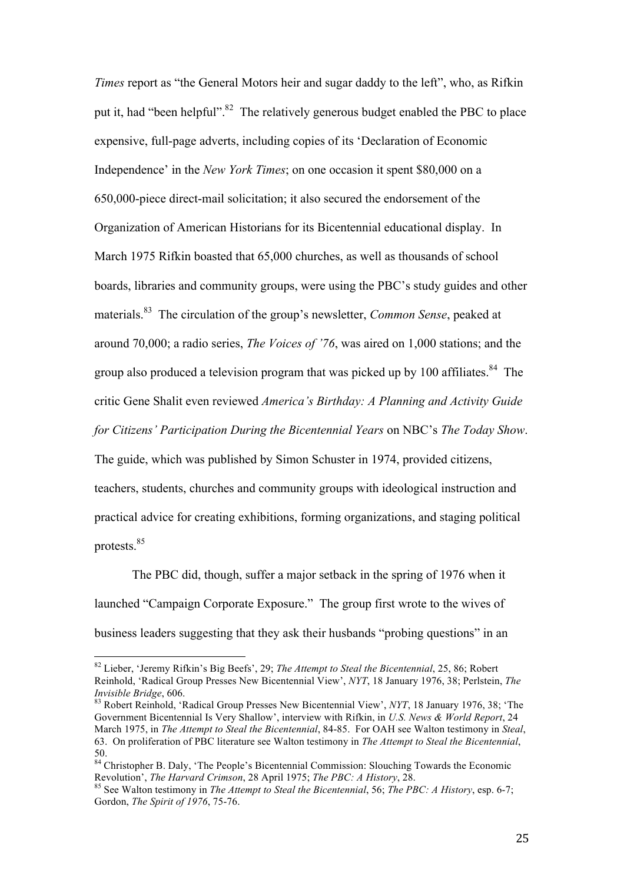*Times* report as "the General Motors heir and sugar daddy to the left", who, as Rifkin put it, had "been helpful".[82] The relatively generous budget enabled the PBC to place expensive, full-page adverts, including copies of its 'Declaration of Economic Independence' in the *New York Times*; on one occasion it spent $80,000 on a 650,000-piece direct-mail solicitation; it also secured the endorsement of the Organization of American Historians for its Bicentennial educational display. In March 1975 Rifkin boasted that 65,000 churches, as well as thousands of school boards, libraries and community groups, were using the PBC's study guides and other materials.[83] The circulation of the group's newsletter, *Common Sense*, peaked at around 70,000; a radio series, *The Voices of '76*, was aired on 1,000 stations; and the group also produced a television program that was picked up by 100 affiliates.[84] The critic Gene Shalit even reviewed *America's Birthday: A Planning and Activity Guide for Citizens' Participation During the Bicentennial Years* on NBC's *The Today Show*. The guide, which was published by Simon Schuster in 1974, provided citizens, teachers, students, churches and community groups with ideological instruction and practical advice for creating exhibitions, forming organizations, and staging political protests.[85]

The PBC did, though, suffer a major setback in the spring of 1976 when it launched "Campaign Corporate Exposure." The group first wrote to the wives of business leaders suggesting that they ask their husbands "probing questions" in an

---

[82] Lieber, 'Jeremy Rifkin's Big Beefs', 29; *The Attempt to Steal the Bicentennial*, 25, 86; Robert Reinhold, 'Radical Group Presses New Bicentennial View', *NYT*, 18 January 1976, 38; Perlstein, *The Invisible Bridge*, 606.

[83] Robert Reinhold, 'Radical Group Presses New Bicentennial View', *NYT*, 18 January 1976, 38; 'The Government Bicentennial Is Very Shallow', interview with Rifkin, in *U.S. News & World Report*, 24 March 1975, in *The Attempt to Steal the Bicentennial*, 84-85. For OAH see Walton testimony in *Steal*, 63. On proliferation of PBC literature see Walton testimony in *The Attempt to Steal the Bicentennial*, 50.

[84] Christopher B. Daly, 'The People's Bicentennial Commission: Slouching Towards the Economic Revolution', *The Harvard Crimson*, 28 April 1975; *The PBC: A History*, 28.

[85] See Walton testimony in *The Attempt to Steal the Bicentennial*, 56; *The PBC: A History*, esp. 6-7; Gordon, *The Spirit of 1976*, 75-76.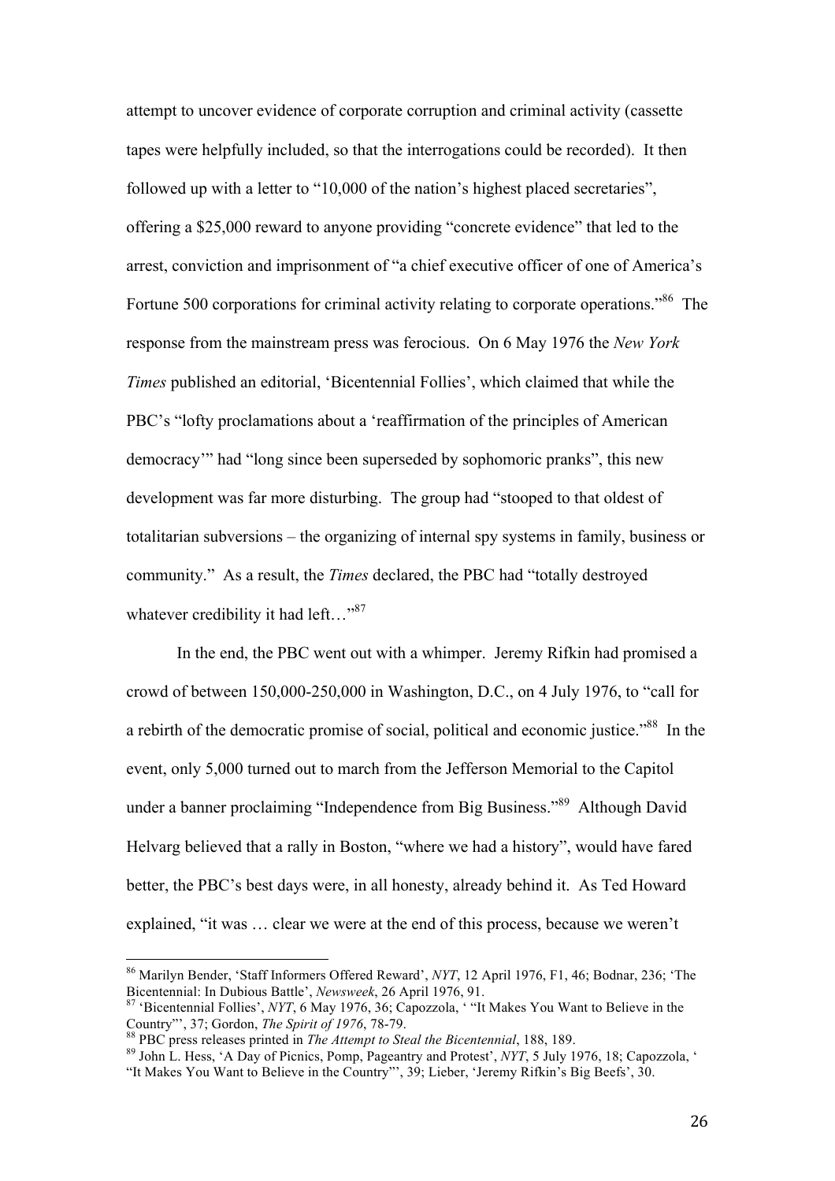attempt to uncover evidence of corporate corruption and criminal activity (cassette tapes were helpfully included, so that the interrogations could be recorded). It then followed up with a letter to "10,000 of the nation's highest placed secretaries", offering a $25,000 reward to anyone providing "concrete evidence" that led to the arrest, conviction and imprisonment of "a chief executive officer of one of America's Fortune 500 corporations for criminal activity relating to corporate operations."[86] The response from the mainstream press was ferocious. On 6 May 1976 the *New York Times* published an editorial, 'Bicentennial Follies', which claimed that while the PBC's "lofty proclamations about a 'reaffirmation of the principles of American democracy'" had "long since been superseded by sophomoric pranks", this new development was far more disturbing. The group had "stooped to that oldest of totalitarian subversions – the organizing of internal spy systems in family, business or community." As a result, the *Times* declared, the PBC had "totally destroyed whatever credibility it had left…"[87]

In the end, the PBC went out with a whimper. Jeremy Rifkin had promised a crowd of between 150,000-250,000 in Washington, D.C., on 4 July 1976, to "call for a rebirth of the democratic promise of social, political and economic justice."[88] In the event, only 5,000 turned out to march from the Jefferson Memorial to the Capitol under a banner proclaiming "Independence from Big Business."[89] Although David Helvarg believed that a rally in Boston, "where we had a history", would have fared better, the PBC's best days were, in all honesty, already behind it. As Ted Howard explained, "it was … clear we were at the end of this process, because we weren't

---

[86] Marilyn Bender, 'Staff Informers Offered Reward', *NYT*, 12 April 1976, F1, 46; Bodnar, 236; 'The Bicentennial: In Dubious Battle', *Newsweek*, 26 April 1976, 91.

[87] 'Bicentennial Follies', *NYT*, 6 May 1976, 36; Capozzola, ' "It Makes You Want to Believe in the Country"', 37; Gordon, *The Spirit of 1976*, 78-79.

[88] PBC press releases printed in *The Attempt to Steal the Bicentennial*, 188, 189.

[89] John L. Hess, 'A Day of Picnics, Pomp, Pageantry and Protest', *NYT*, 5 July 1976, 18; Capozzola, ' "It Makes You Want to Believe in the Country"', 39; Lieber, 'Jeremy Rifkin's Big Beefs', 30.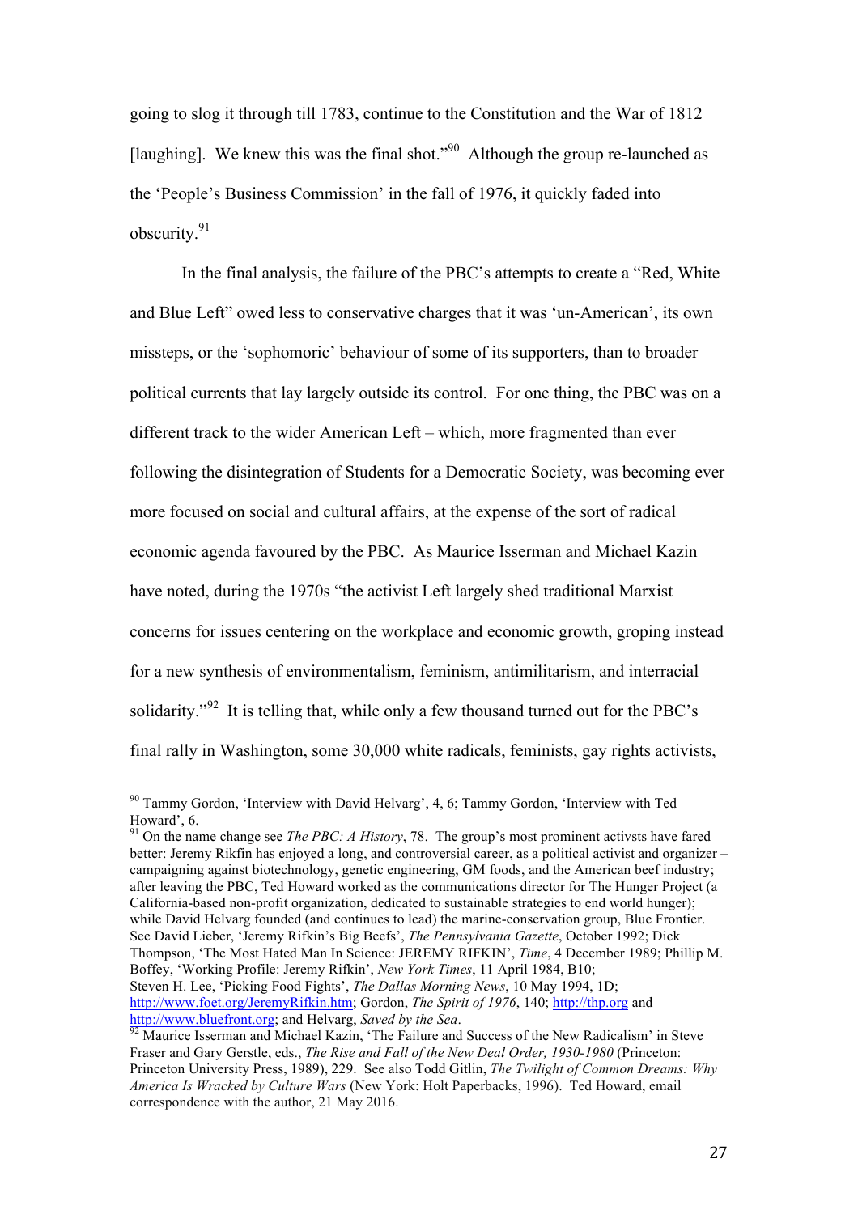going to slog it through till 1783, continue to the Constitution and the War of 1812 [laughing]. We knew this was the final shot."[90] Although the group re-launched as the 'People's Business Commission' in the fall of 1976, it quickly faded into obscurity.[91]

In the final analysis, the failure of the PBC's attempts to create a "Red, White and Blue Left" owed less to conservative charges that it was 'un-American', its own missteps, or the 'sophomoric' behaviour of some of its supporters, than to broader political currents that lay largely outside its control. For one thing, the PBC was on a different track to the wider American Left – which, more fragmented than ever following the disintegration of Students for a Democratic Society, was becoming ever more focused on social and cultural affairs, at the expense of the sort of radical economic agenda favoured by the PBC. As Maurice Isserman and Michael Kazin have noted, during the 1970s "the activist Left largely shed traditional Marxist concerns for issues centering on the workplace and economic growth, groping instead for a new synthesis of environmentalism, feminism, antimilitarism, and interracial solidarity."[92] It is telling that, while only a few thousand turned out for the PBC's final rally in Washington, some 30,000 white radicals, feminists, gay rights activists,

---

[90] Tammy Gordon, 'Interview with David Helvarg', 4, 6; Tammy Gordon, 'Interview with Ted Howard', 6.

[91] On the name change see *The PBC: A History*, 78. The group's most prominent activsts have fared better: Jeremy Rikfin has enjoyed a long, and controversial career, as a political activist and organizer – campaigning against biotechnology, genetic engineering, GM foods, and the American beef industry; after leaving the PBC, Ted Howard worked as the communications director for The Hunger Project (a California-based non-profit organization, dedicated to sustainable strategies to end world hunger); while David Helvarg founded (and continues to lead) the marine-conservation group, Blue Frontier. See David Lieber, 'Jeremy Rifkin's Big Beefs', *The Pennsylvania Gazette*, October 1992; Dick Thompson, 'The Most Hated Man In Science: JEREMY RIFKIN', *Time*, 4 December 1989; Phillip M. Boffey, 'Working Profile: Jeremy Rifkin', *New York Times*, 11 April 1984, B10; Steven H. Lee, 'Picking Food Fights', *The Dallas Morning News*, 10 May 1994, 1D; http://www.foet.org/JeremyRifkin.htm; Gordon, *The Spirit of 1976*, 140; http://thp.org and http://www.bluefront.org; and Helvarg, *Saved by the Sea*.

[92] Maurice Isserman and Michael Kazin, 'The Failure and Success of the New Radicalism' in Steve Fraser and Gary Gerstle, eds., *The Rise and Fall of the New Deal Order, 1930-1980* (Princeton: Princeton University Press, 1989), 229. See also Todd Gitlin, *The Twilight of Common Dreams: Why America Is Wracked by Culture Wars* (New York: Holt Paperbacks, 1996). Ted Howard, email correspondence with the author, 21 May 2016.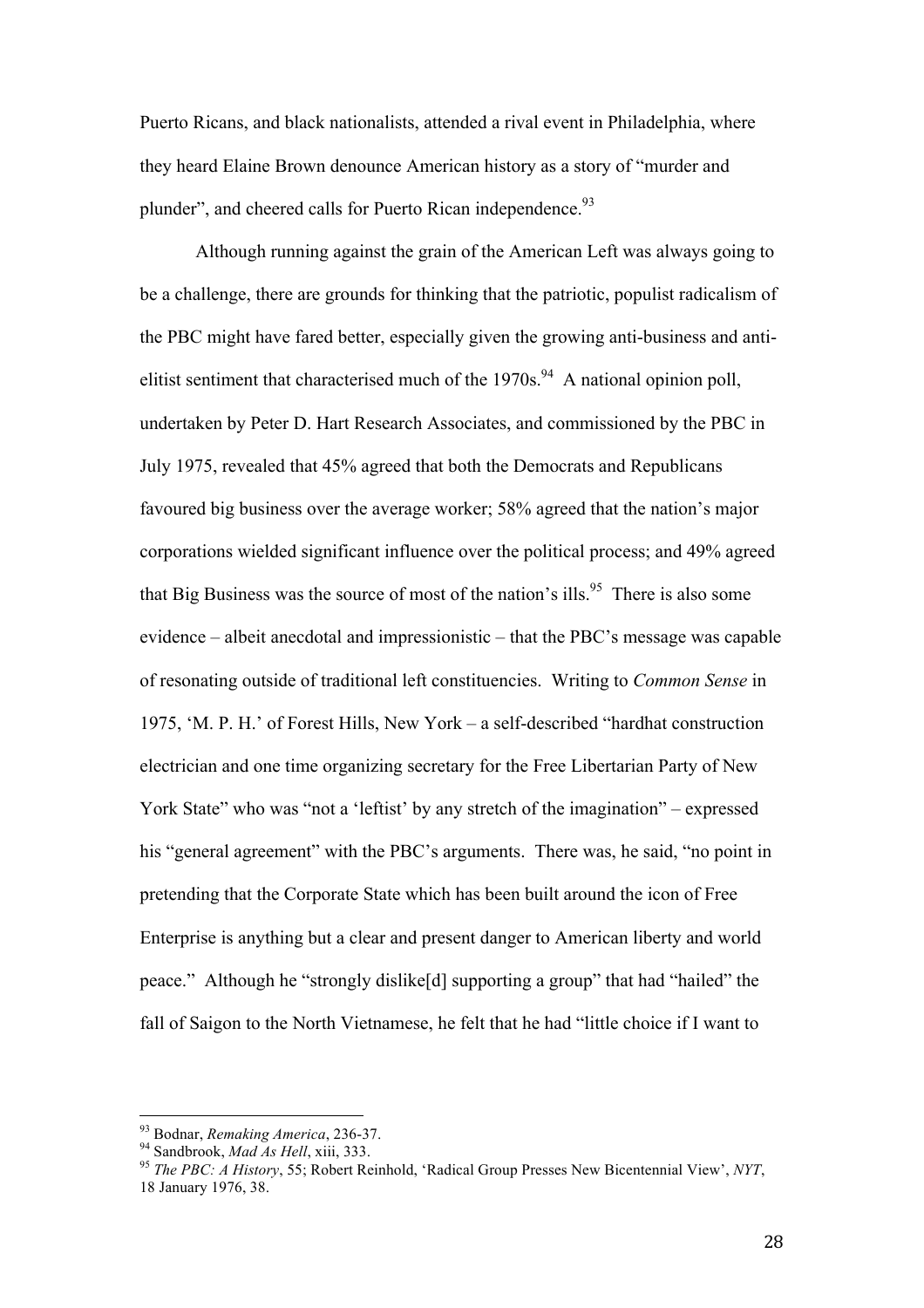Puerto Ricans, and black nationalists, attended a rival event in Philadelphia, where they heard Elaine Brown denounce American history as a story of "murder and plunder", and cheered calls for Puerto Rican independence.[93]

Although running against the grain of the American Left was always going to be a challenge, there are grounds for thinking that the patriotic, populist radicalism of the PBC might have fared better, especially given the growing anti-business and anti-elitist sentiment that characterised much of the 1970s.[94] A national opinion poll, undertaken by Peter D. Hart Research Associates, and commissioned by the PBC in July 1975, revealed that 45% agreed that both the Democrats and Republicans favoured big business over the average worker; 58% agreed that the nation's major corporations wielded significant influence over the political process; and 49% agreed that Big Business was the source of most of the nation's ills.[95] There is also some evidence – albeit anecdotal and impressionistic – that the PBC's message was capable of resonating outside of traditional left constituencies. Writing to *Common Sense* in 1975, 'M. P. H.' of Forest Hills, New York – a self-described "hardhat construction electrician and one time organizing secretary for the Free Libertarian Party of New York State" who was "not a 'leftist' by any stretch of the imagination" – expressed his "general agreement" with the PBC's arguments. There was, he said, "no point in pretending that the Corporate State which has been built around the icon of Free Enterprise is anything but a clear and present danger to American liberty and world peace." Although he "strongly dislike[d] supporting a group" that had "hailed" the fall of Saigon to the North Vietnamese, he felt that he had "little choice if I want to

---

[93] Bodnar, *Remaking America*, 236-37.

[94] Sandbrook, *Mad As Hell*, xiii, 333.

[95] *The PBC: A History*, 55; Robert Reinhold, 'Radical Group Presses New Bicentennial View', *NYT*, 18 January 1976, 38.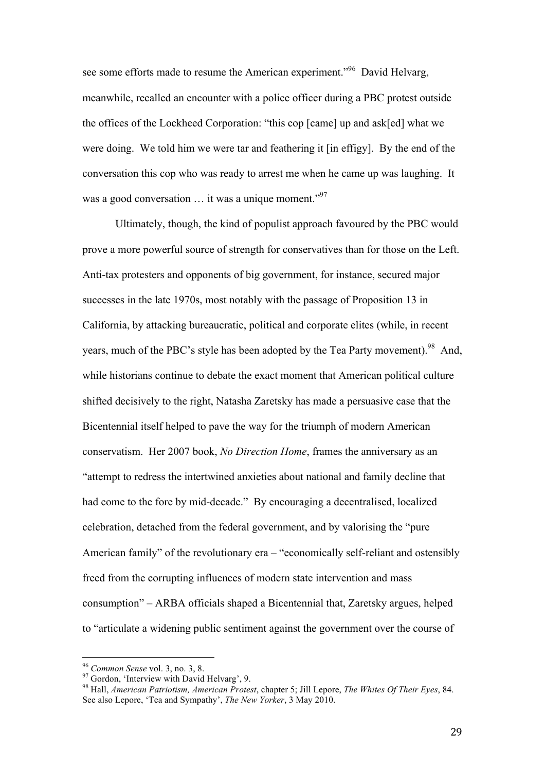see some efforts made to resume the American experiment."[96] David Helvarg, meanwhile, recalled an encounter with a police officer during a PBC protest outside the offices of the Lockheed Corporation: "this cop [came] up and ask[ed] what we were doing. We told him we were tar and feathering it [in effigy]. By the end of the conversation this cop who was ready to arrest me when he came up was laughing. It was a good conversation … it was a unique moment."[97]

Ultimately, though, the kind of populist approach favoured by the PBC would prove a more powerful source of strength for conservatives than for those on the Left. Anti-tax protesters and opponents of big government, for instance, secured major successes in the late 1970s, most notably with the passage of Proposition 13 in California, by attacking bureaucratic, political and corporate elites (while, in recent years, much of the PBC's style has been adopted by the Tea Party movement).[98] And, while historians continue to debate the exact moment that American political culture shifted decisively to the right, Natasha Zaretsky has made a persuasive case that the Bicentennial itself helped to pave the way for the triumph of modern American conservatism. Her 2007 book, *No Direction Home*, frames the anniversary as an "attempt to redress the intertwined anxieties about national and family decline that had come to the fore by mid-decade." By encouraging a decentralised, localized celebration, detached from the federal government, and by valorising the "pure American family" of the revolutionary era – "economically self-reliant and ostensibly freed from the corrupting influences of modern state intervention and mass consumption" – ARBA officials shaped a Bicentennial that, Zaretsky argues, helped to "articulate a widening public sentiment against the government over the course of

---

[96] *Common Sense* vol. 3, no. 3, 8.

[97] Gordon, 'Interview with David Helvarg', 9.

[98] Hall, *American Patriotism, American Protest*, chapter 5; Jill Lepore, *The Whites Of Their Eyes*, 84. See also Lepore, 'Tea and Sympathy', *The New Yorker*, 3 May 2010.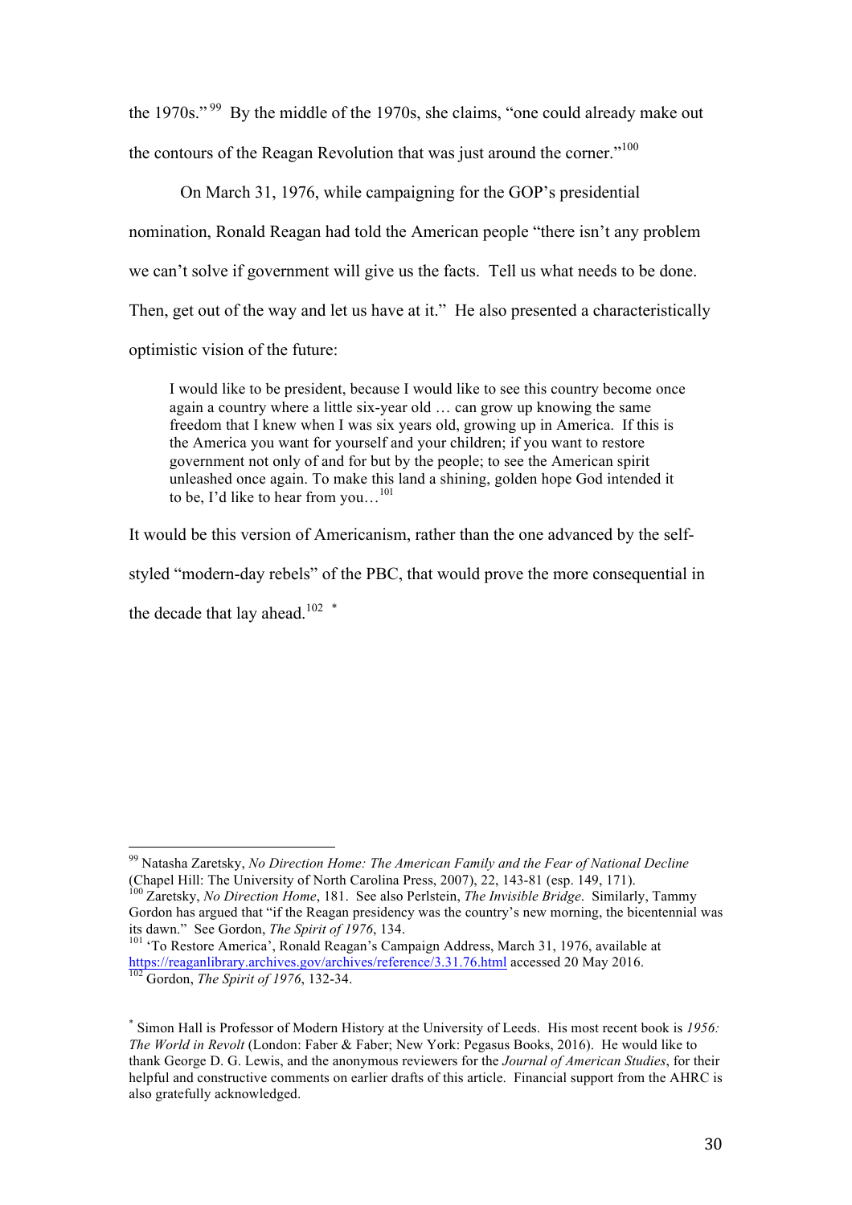the 1970s."[99] By the middle of the 1970s, she claims, "one could already make out the contours of the Reagan Revolution that was just around the corner."[100]

On March 31, 1976, while campaigning for the GOP's presidential nomination, Ronald Reagan had told the American people "there isn't any problem we can't solve if government will give us the facts. Tell us what needs to be done. Then, get out of the way and let us have at it." He also presented a characteristically optimistic vision of the future:

> I would like to be president, because I would like to see this country become once again a country where a little six-year old … can grow up knowing the same freedom that I knew when I was six years old, growing up in America. If this is the America you want for yourself and your children; if you want to restore government not only of and for but by the people; to see the American spirit unleashed once again. To make this land a shining, golden hope God intended it to be, I'd like to hear from you…[101]

It would be this version of Americanism, rather than the one advanced by the self-styled "modern-day rebels" of the PBC, that would prove the more consequential in the decade that lay ahead.[102] [*]

---

[99] Natasha Zaretsky, *No Direction Home: The American Family and the Fear of National Decline* (Chapel Hill: The University of North Carolina Press, 2007), 22, 143-81 (esp. 149, 171).

[100] Zaretsky, *No Direction Home*, 181. See also Perlstein, *The Invisible Bridge*. Similarly, Tammy Gordon has argued that "if the Reagan presidency was the country's new morning, the bicentennial was its dawn." See Gordon, *The Spirit of 1976*, 134.

[101] 'To Restore America', Ronald Reagan's Campaign Address, March 31, 1976, available at https://reaganlibrary.archives.gov/archives/reference/3.31.76.html accessed 20 May 2016.

[102] Gordon, *The Spirit of 1976*, 132-34.

[*] Simon Hall is Professor of Modern History at the University of Leeds. His most recent book is *1956: The World in Revolt* (London: Faber & Faber; New York: Pegasus Books, 2016). He would like to thank George D. G. Lewis, and the anonymous reviewers for the *Journal of American Studies*, for their helpful and constructive comments on earlier drafts of this article. Financial support from the AHRC is also gratefully acknowledged.